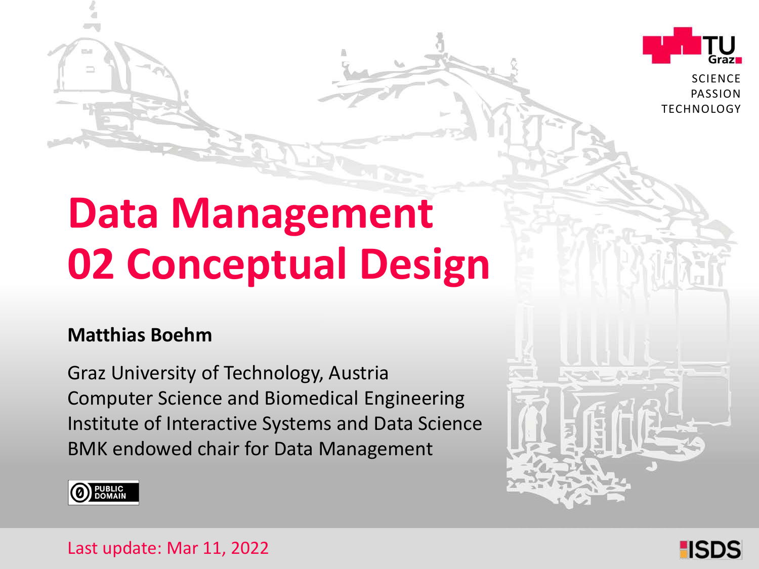# Data Management
# 02 Conceptual Design

**Matthias Boehm**

Graz University of Technology, Austria
Computer Science and Biomedical Engineering
Institute of Interactive Systems and Data Science
BMK endowed chair for Data Management

PUBLIC DOMAIN

Last update: Mar 11, 2022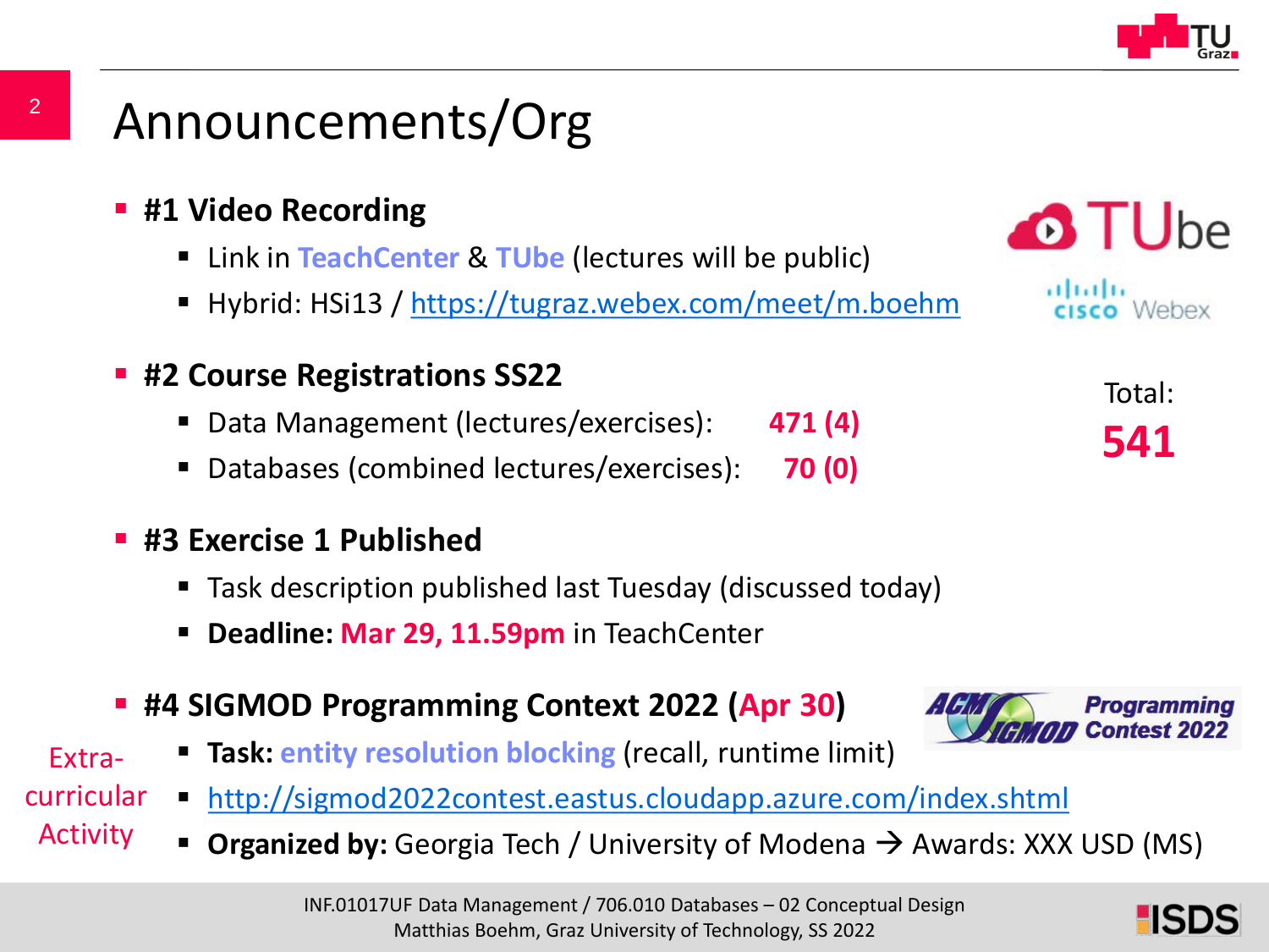# Announcements/Org

- **#1 Video Recording**
  - Link in **TeachCenter** & **TUbe** (lectures will be public)
  - Hybrid: HSi13 / https://tugraz.webex.com/meet/m.boehm

- **#2 Course Registrations SS22**
  - Data Management (lectures/exercises): **471 (4)**
  - Databases (combined lectures/exercises): **70 (0)**

Total: **541**

- **#3 Exercise 1 Published**
  - Task description published last Tuesday (discussed today)
  - **Deadline: Mar 29, 11.59pm** in TeachCenter

- **#4 SIGMOD Programming Context 2022 (Apr 30)**
  - **Task: entity resolution blocking** (recall, runtime limit)
  - http://sigmod2022contest.eastus.cloudapp.azure.com/index.shtml
  - **Organized by:** Georgia Tech / University of Modena → Awards: XXX USD (MS)

Extra-curricular Activity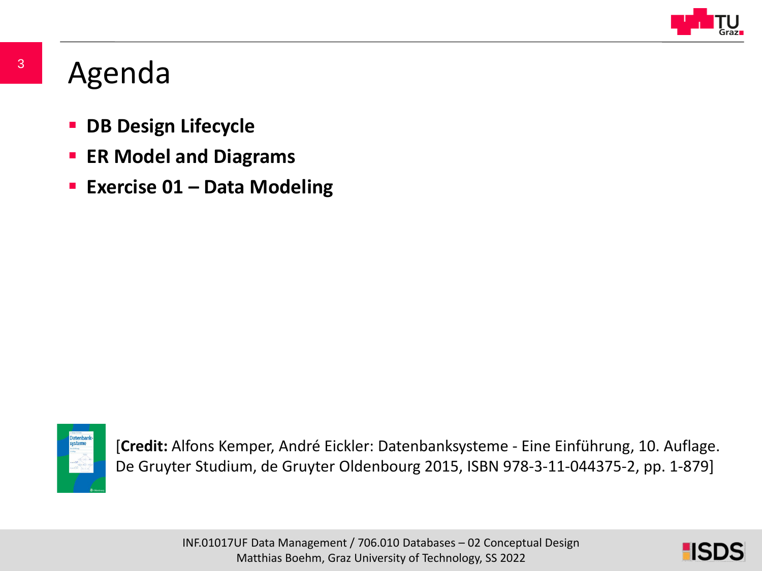# Agenda

- **DB Design Lifecycle**
- **ER Model and Diagrams**
- **Exercise 01 – Data Modeling**

[**Credit:** Alfons Kemper, André Eickler: Datenbanksysteme - Eine Einführung, 10. Auflage. De Gruyter Studium, de Gruyter Oldenbourg 2015, ISBN 978-3-11-044375-2, pp. 1-879]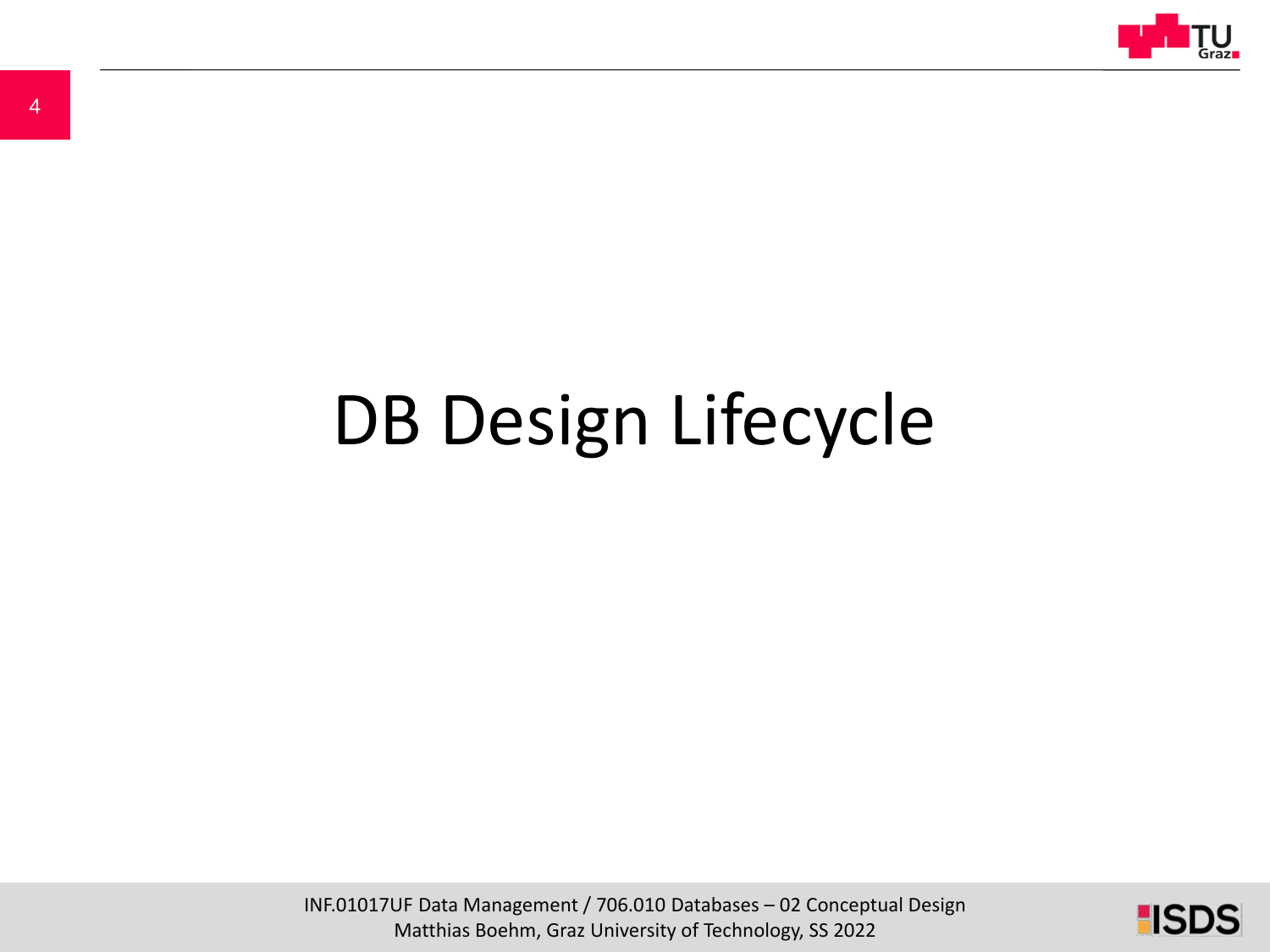# DB Design Lifecycle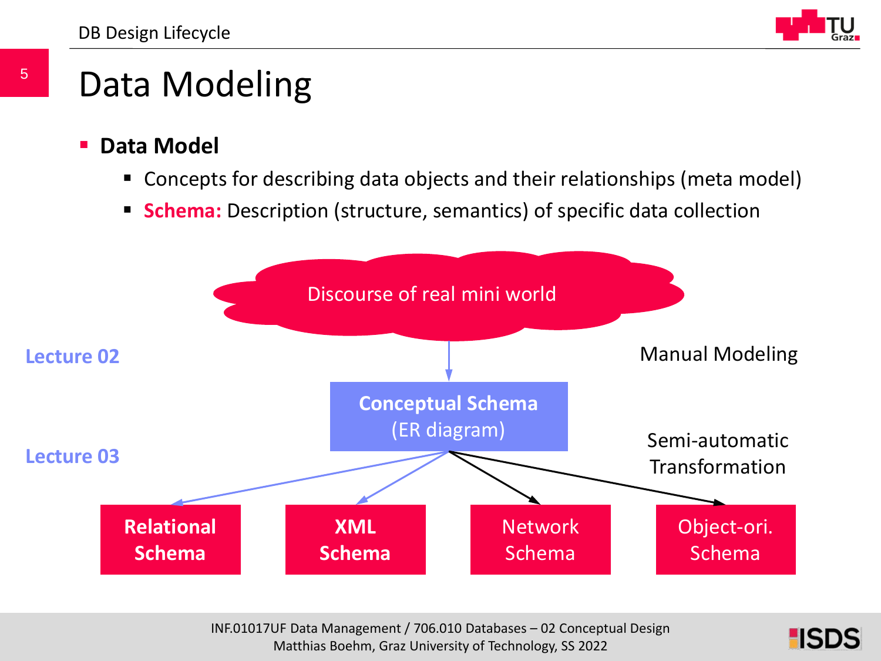# Data Modeling

- **Data Model**
  - Concepts for describing data objects and their relationships (meta model)
  - **Schema:** Description (structure, semantics) of specific data collection

Discourse of real mini world

Lecture 02

Manual Modeling

**Conceptual Schema** (ER diagram)

Lecture 03

Semi-automatic Transformation

**Relational Schema** | **XML Schema** | Network Schema | Object-ori. Schema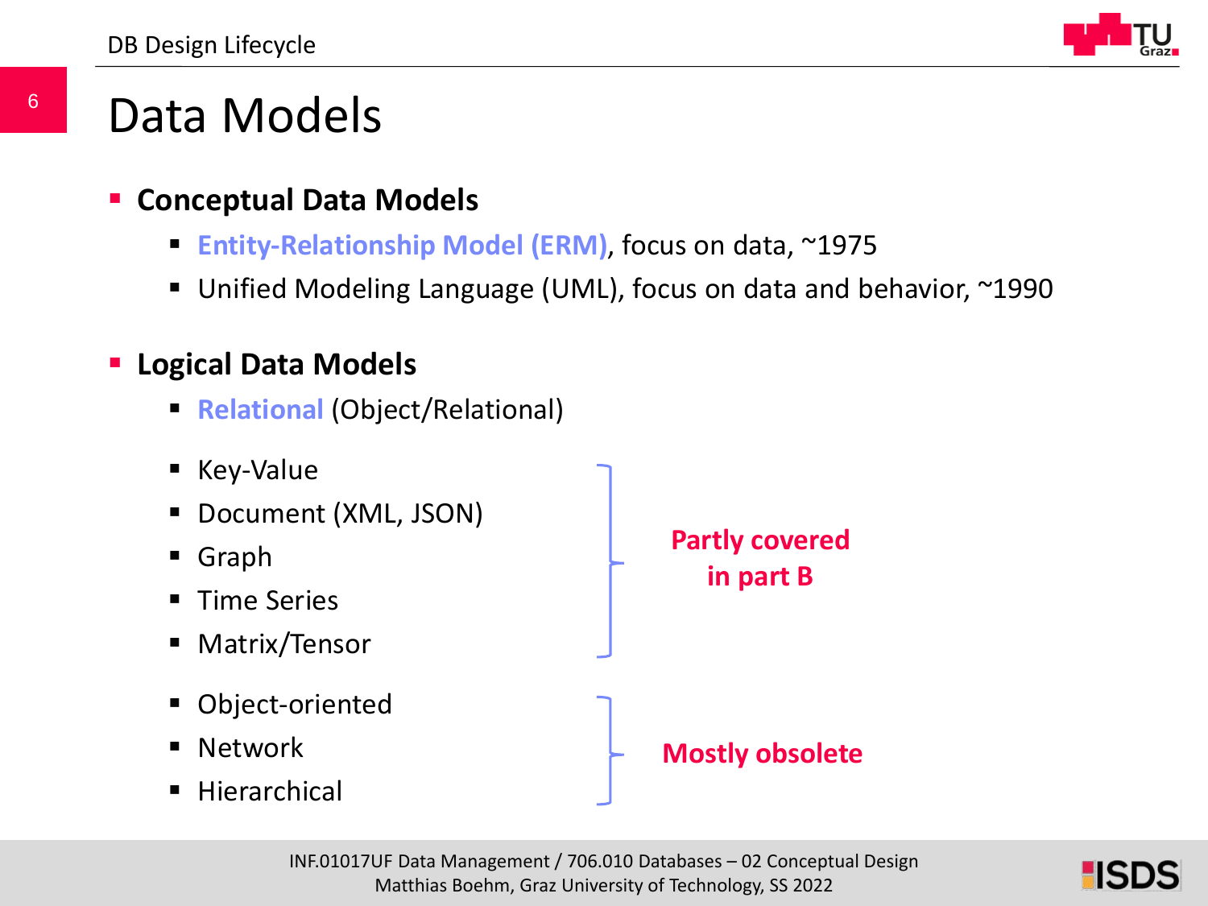# Data Models

- **Conceptual Data Models**
  - **Entity-Relationship Model (ERM)**, focus on data, ~1975
  - Unified Modeling Language (UML), focus on data and behavior, ~1990

- **Logical Data Models**
  - **Relational** (Object/Relational)

  - Key-Value
  - Document (XML, JSON)
  - Graph
  - Time Series
  - Matrix/Tensor

  **Partly covered in part B**

  - Object-oriented
  - Network
  - Hierarchical

  **Mostly obsolete**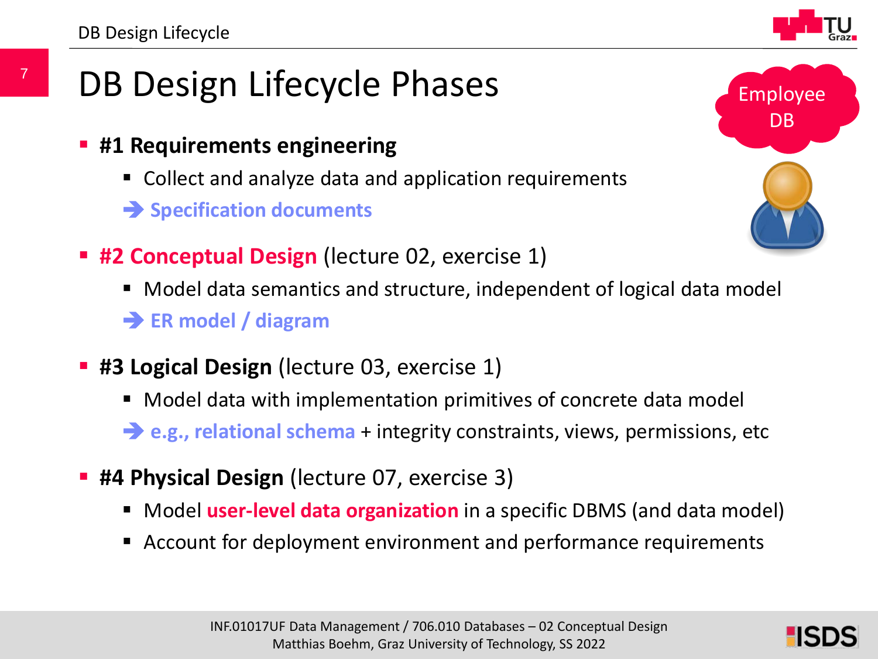# DB Design Lifecycle Phases

Employee DB

- **#1 Requirements engineering**
  - Collect and analyze data and application requirements
  - ➔ **Specification documents**
- **#2 Conceptual Design** (lecture 02, exercise 1)
  - Model data semantics and structure, independent of logical data model
  - ➔ **ER model / diagram**
- **#3 Logical Design** (lecture 03, exercise 1)
  - Model data with implementation primitives of concrete data model
  - ➔ **e.g., relational schema** + integrity constraints, views, permissions, etc
- **#4 Physical Design** (lecture 07, exercise 3)
  - Model **user-level data organization** in a specific DBMS (and data model)
  - Account for deployment environment and performance requirements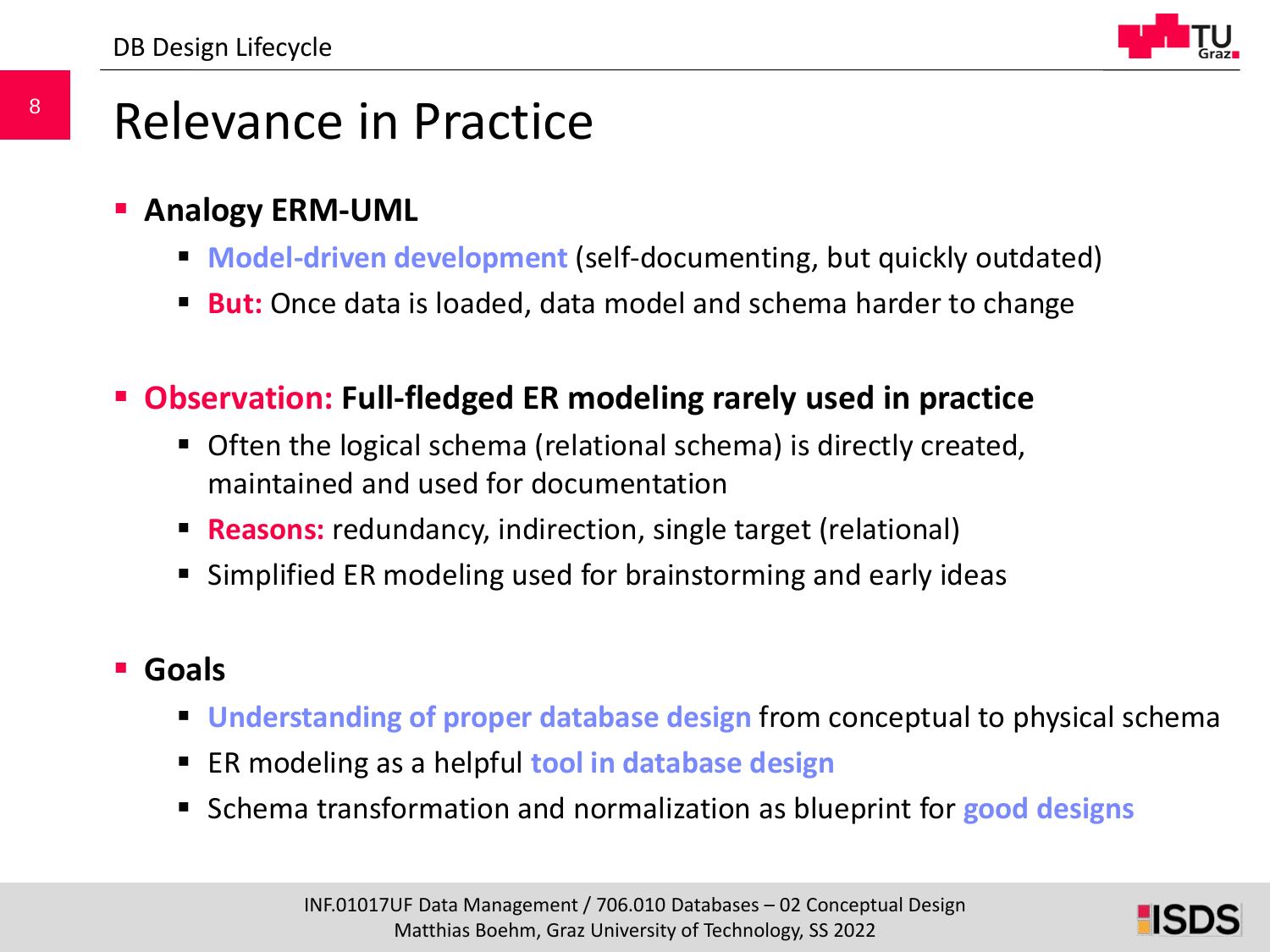# Relevance in Practice

- **Analogy ERM-UML**
  - **Model-driven development** (self-documenting, but quickly outdated)
  - **But:** Once data is loaded, data model and schema harder to change

- **Observation: Full-fledged ER modeling rarely used in practice**
  - Often the logical schema (relational schema) is directly created, maintained and used for documentation
  - **Reasons:** redundancy, indirection, single target (relational)
  - Simplified ER modeling used for brainstorming and early ideas

- **Goals**
  - **Understanding of proper database design** from conceptual to physical schema
  - ER modeling as a helpful **tool in database design**
  - Schema transformation and normalization as blueprint for **good designs**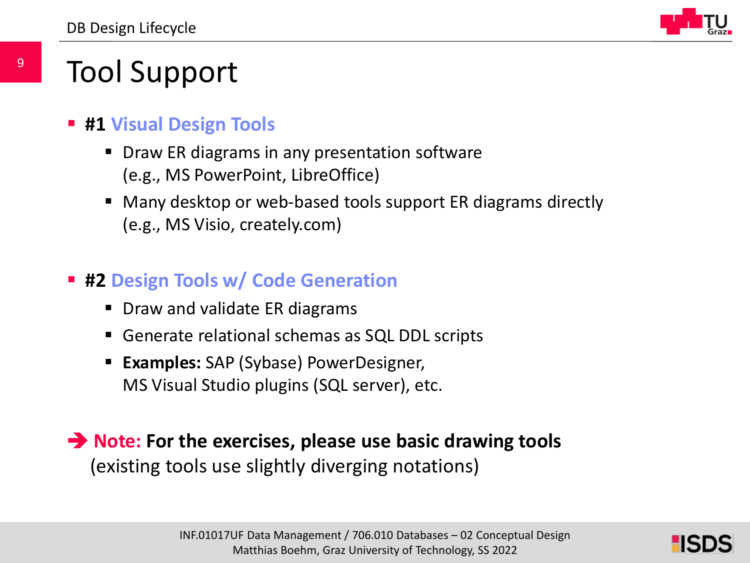# Tool Support

- **#1 Visual Design Tools**
  - Draw ER diagrams in any presentation software (e.g., MS PowerPoint, LibreOffice)
  - Many desktop or web-based tools support ER diagrams directly (e.g., MS Visio, creately.com)

- **#2 Design Tools w/ Code Generation**
  - Draw and validate ER diagrams
  - Generate relational schemas as SQL DDL scripts
  - **Examples:** SAP (Sybase) PowerDesigner, MS Visual Studio plugins (SQL server), etc.

➔ **Note: For the exercises, please use basic drawing tools** (existing tools use slightly diverging notations)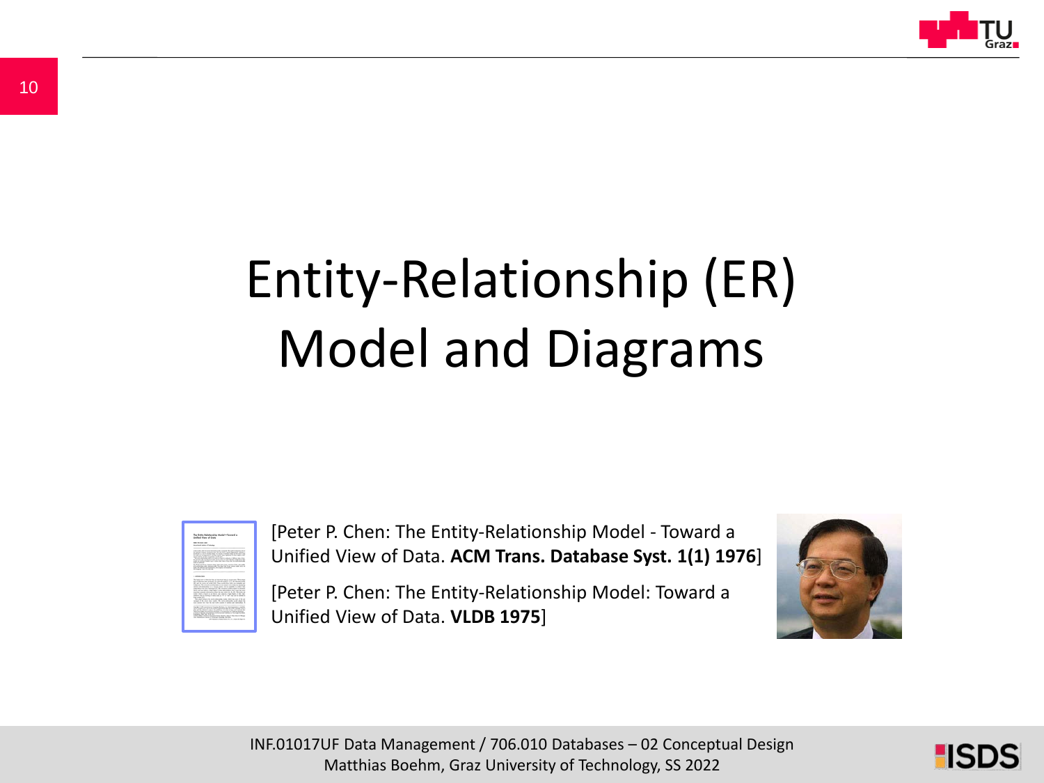# Entity-Relationship (ER) Model and Diagrams

[Peter P. Chen: The Entity-Relationship Model - Toward a Unified View of Data. **ACM Trans. Database Syst. 1(1) 1976**]

[Peter P. Chen: The Entity-Relationship Model: Toward a Unified View of Data. **VLDB 1975**]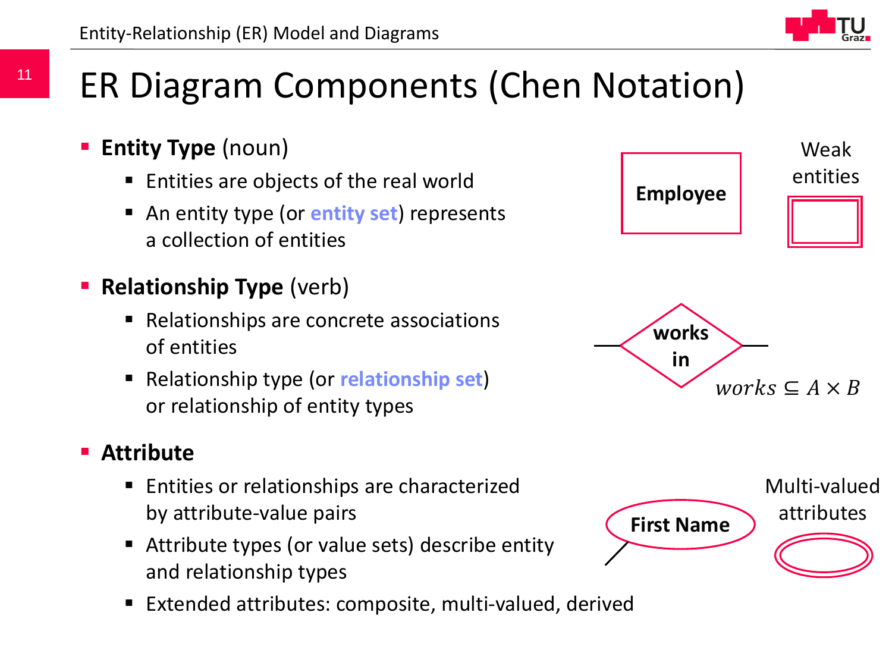# ER Diagram Components (Chen Notation)

- **Entity Type** (noun)
  - Entities are objects of the real world
  - An entity type (or **entity set**) represents a collection of entities

Employee

Weak entities

- **Relationship Type** (verb)
  - Relationships are concrete associations of entities
  - Relationship type (or **relationship set**) or relationship of entity types

works in

$works \subseteq A \times B$

- **Attribute**
  - Entities or relationships are characterized by attribute-value pairs
  - Attribute types (or value sets) describe entity and relationship types
  - Extended attributes: composite, multi-valued, derived

First Name

Multi-valued attributes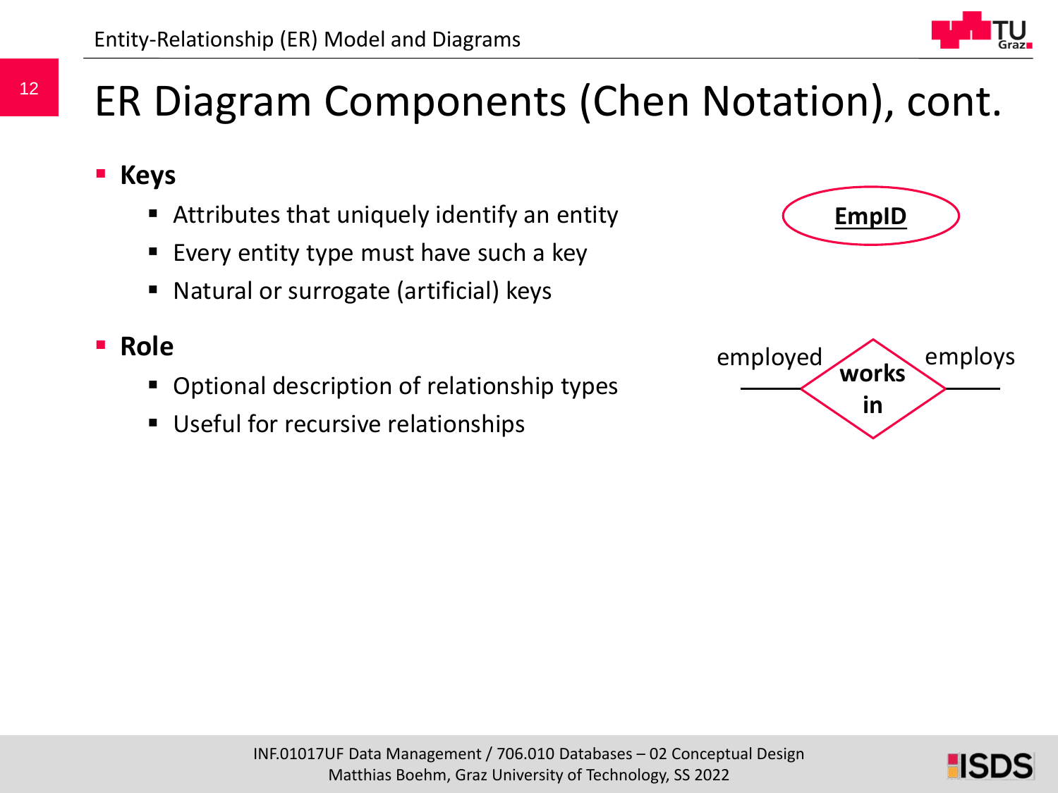# ER Diagram Components (Chen Notation), cont.

- **Keys**
  - Attributes that uniquely identify an entity
  - Every entity type must have such a key
  - Natural or surrogate (artificial) keys
- **Role**
  - Optional description of relationship types
  - Useful for recursive relationships

**EmpID**

employed — **works in** — employs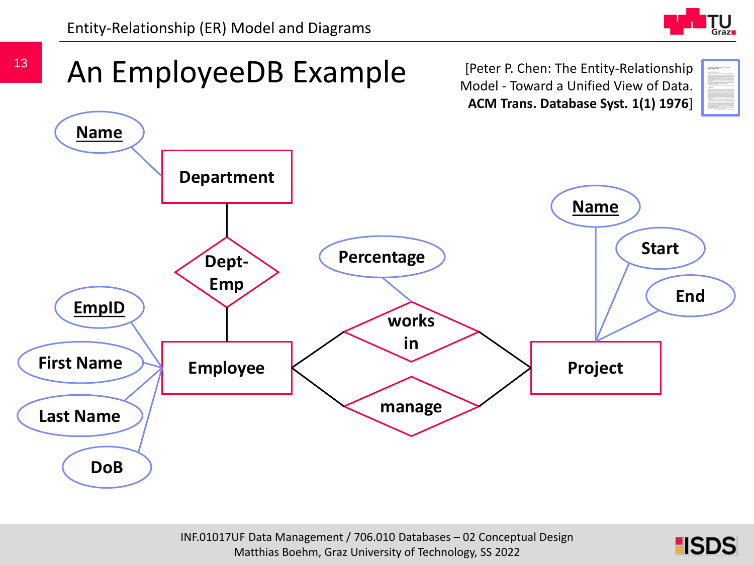# An EmployeeDB Example

[Peter P. Chen: The Entity-Relationship Model - Toward a Unified View of Data. **ACM Trans. Database Syst. 1(1) 1976**]

Name

Department

Dept-Emp

Percentage

Name

Start

End

EmpID

First Name

Last Name

DoB

Employee

works in

manage

Project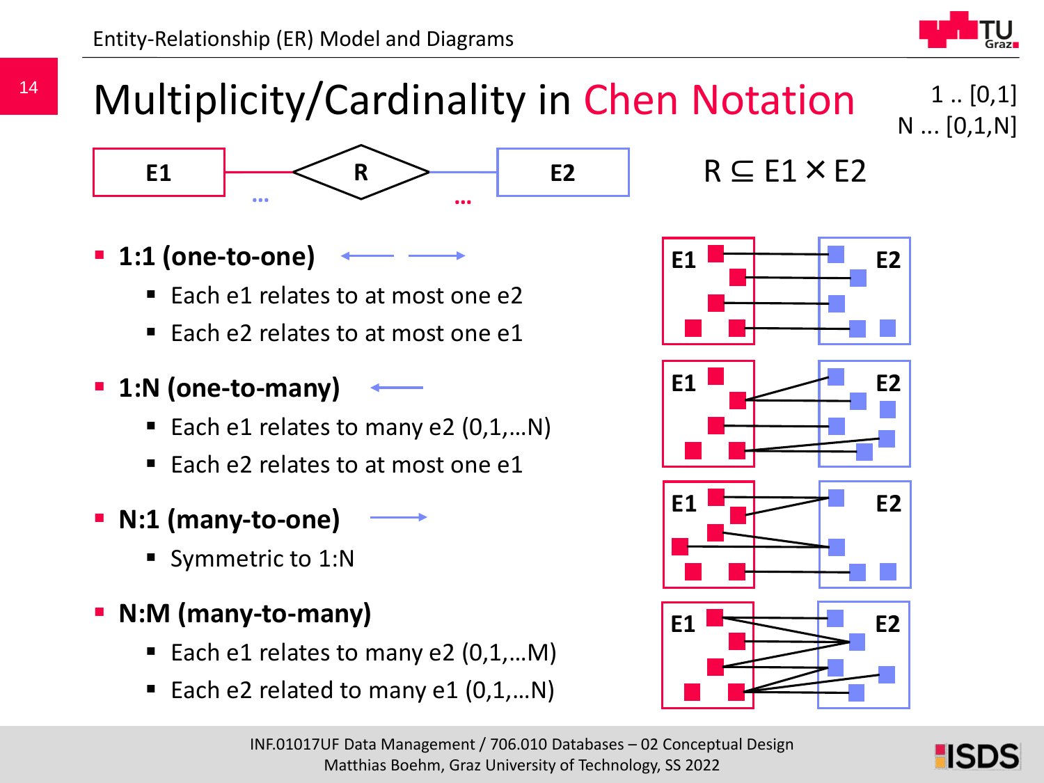# Multiplicity/Cardinality in Chen Notation

1 .. [0,1]
N ... [0,1,N]

E1 — R — E2

$R \subseteq E1 \times E2$

- **1:1 (one-to-one)**
  - Each e1 relates to at most one e2
  - Each e2 relates to at most one e1
- **1:N (one-to-many)**
  - Each e1 relates to many e2 (0,1,…N)
  - Each e2 relates to at most one e1
- **N:1 (many-to-one)**
  - Symmetric to 1:N
- **N:M (many-to-many)**
  - Each e1 relates to many e2 (0,1,…M)
  - Each e2 related to many e1 (0,1,…N)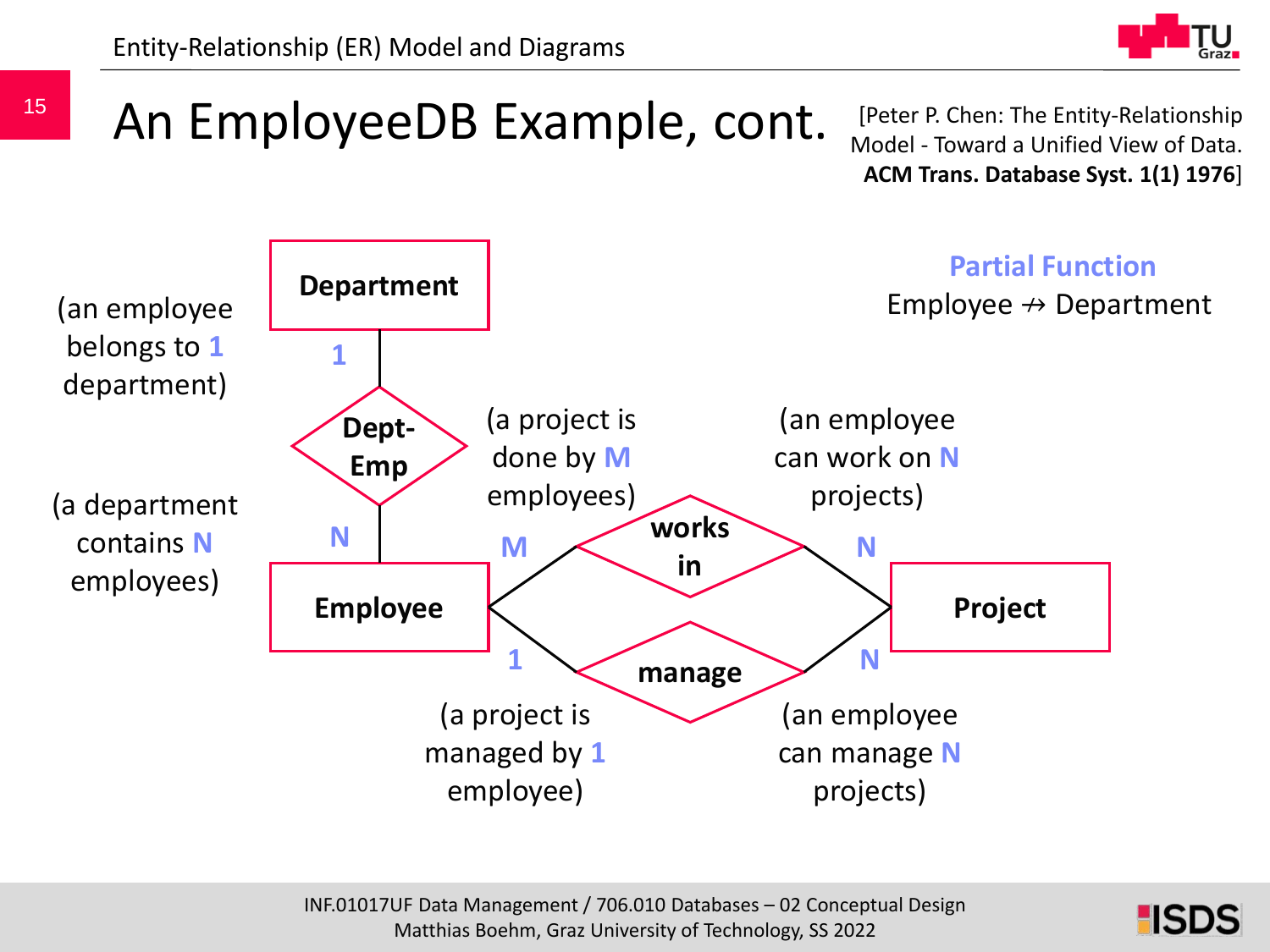# An EmployeeDB Example, cont.

[Peter P. Chen: The Entity-Relationship Model - Toward a Unified View of Data. **ACM Trans. Database Syst. 1(1) 1976**]

**Partial Function**

Employee ⇸ Department

Department — 1 — Dept-Emp — N — Employee

(an employee belongs to **1** department)

(a department contains **N** employees)

Employee — M — works in — N — Project

(a project is done by **M** employees)

(an employee can work on **N** projects)

Employee — 1 — manage — N — Project

(a project is managed by **1** employee)

(an employee can manage **N** projects)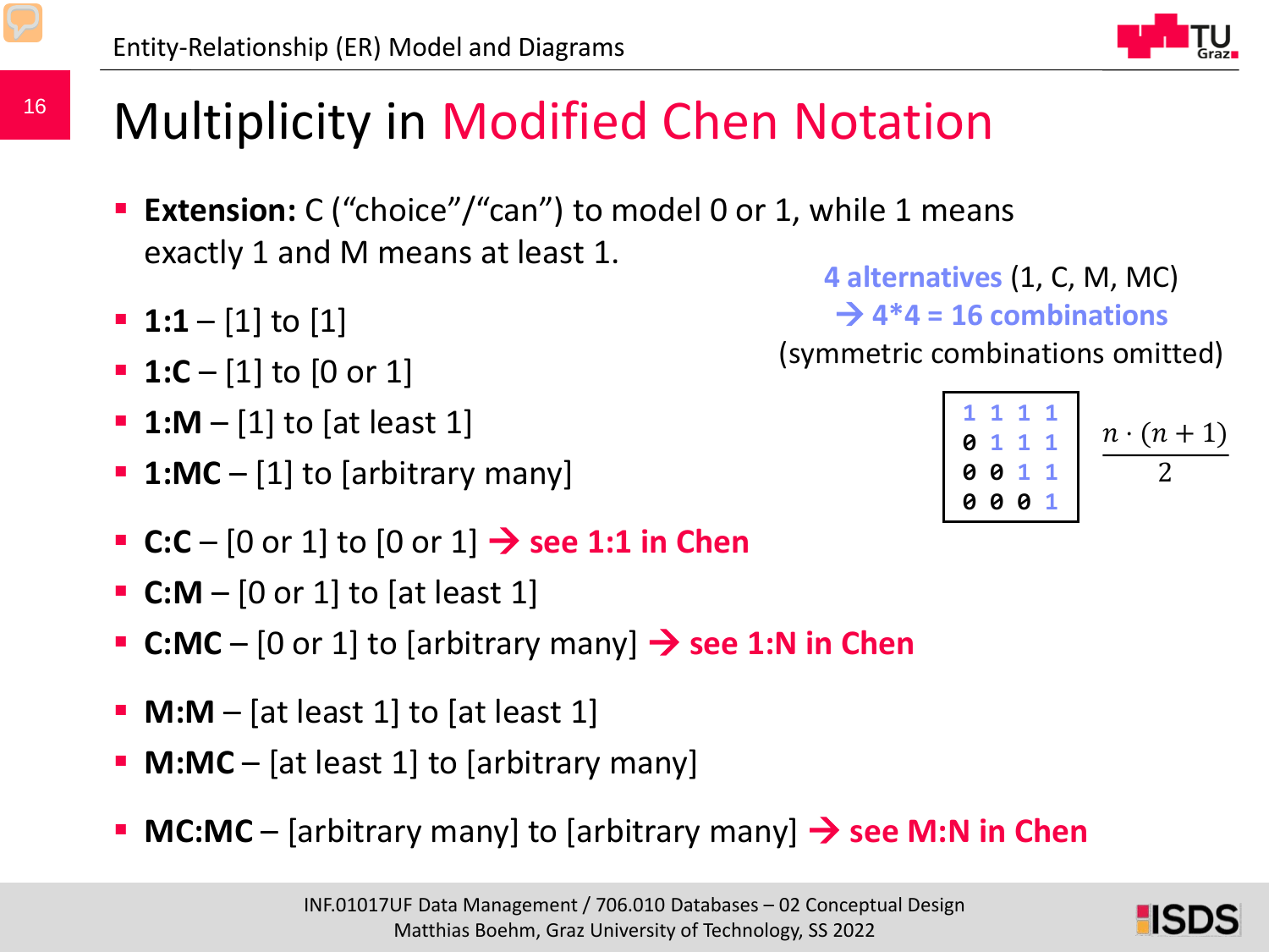# Multiplicity in Modified Chen Notation

- **Extension:** C ("choice"/"can") to model 0 or 1, while 1 means exactly 1 and M means at least 1.

- **1:1** – [1] to [1]
- **1:C** – [1] to [0 or 1]
- **1:M** – [1] to [at least 1]
- **1:MC** – [1] to [arbitrary many]

- **C:C** – [0 or 1] to [0 or 1] → **see 1:1 in Chen**
- **C:M** – [0 or 1] to [at least 1]
- **C:MC** – [0 or 1] to [arbitrary many] → **see 1:N in Chen**

- **M:M** – [at least 1] to [at least 1]
- **M:MC** – [at least 1] to [arbitrary many]

- **MC:MC** – [arbitrary many] to [arbitrary many] → **see M:N in Chen**

**4 alternatives** (1, C, M, MC)
→ **4*4 = 16 combinations**
(symmetric combinations omitted)

```
1 1 1 1
0 1 1 1
0 0 1 1
0 0 0 1
```

$$\frac{n \cdot (n+1)}{2}$$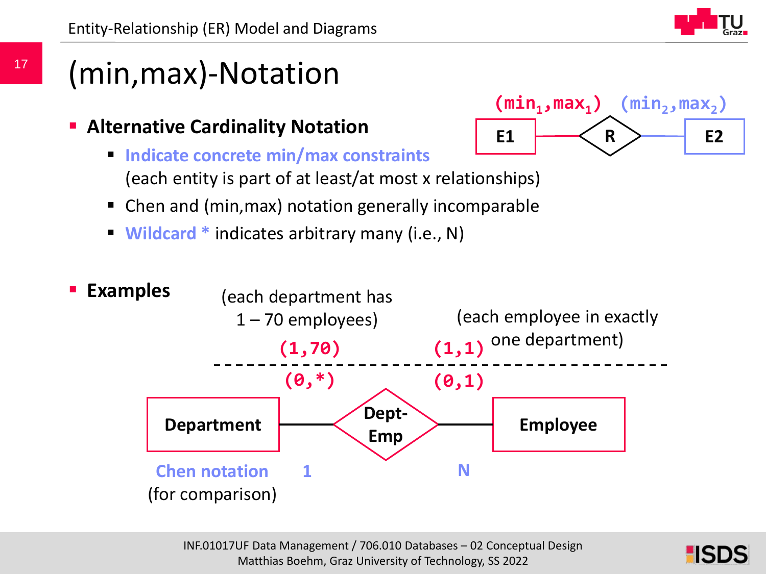# (min,max)-Notation

- **Alternative Cardinality Notation**
  - **Indicate concrete min/max constraints** (each entity is part of at least/at most x relationships)
  - Chen and (min,max) notation generally incomparable
  - **Wildcard *** indicates arbitrary many (i.e., N)

$(min_1,max_1)$ $(min_2,max_2)$

E1 — R — E2

- **Examples**

(each department has 1 – 70 employees)

(each employee in exactly one department)

(1,70) (1,1)

(0,*) (0,1)

Department — Dept-Emp — Employee

Chen notation (for comparison) 1 N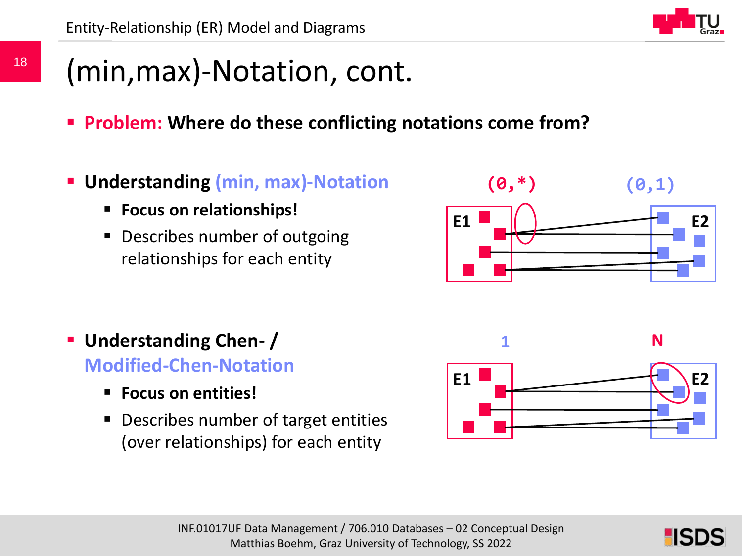# (min,max)-Notation, cont.

- **Problem: Where do these conflicting notations come from?**

- **Understanding (min, max)-Notation**
  - **Focus on relationships!**
  - Describes number of outgoing relationships for each entity

- **Understanding Chen- / Modified-Chen-Notation**
  - **Focus on entities!**
  - Describes number of target entities (over relationships) for each entity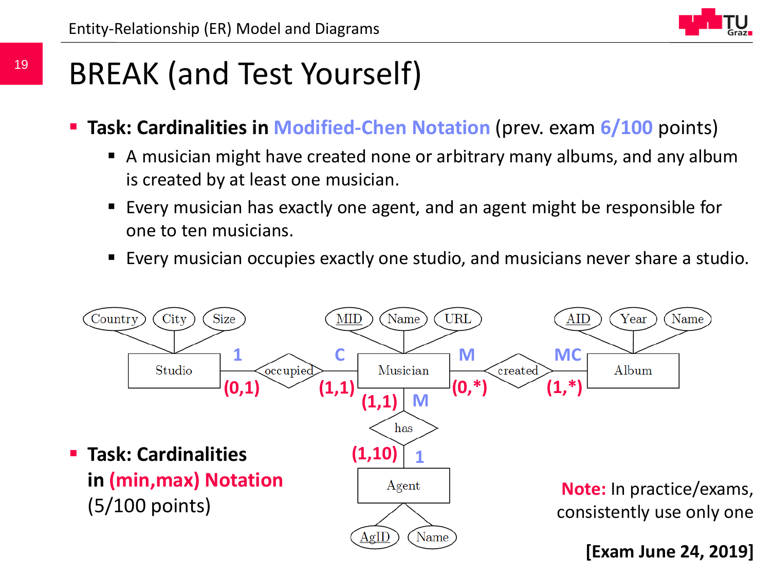# BREAK (and Test Yourself)

- **Task: Cardinalities in Modified-Chen Notation** (prev. exam 6/100 points)
  - A musician might have created none or arbitrary many albums, and any album is created by at least one musician.
  - Every musician has exactly one agent, and an agent might be responsible for one to ten musicians.
  - Every musician occupies exactly one studio, and musicians never share a studio.

- **Task: Cardinalities in (min,max) Notation** (5/100 points)

**Note:** In practice/exams, consistently use only one

**[Exam June 24, 2019]**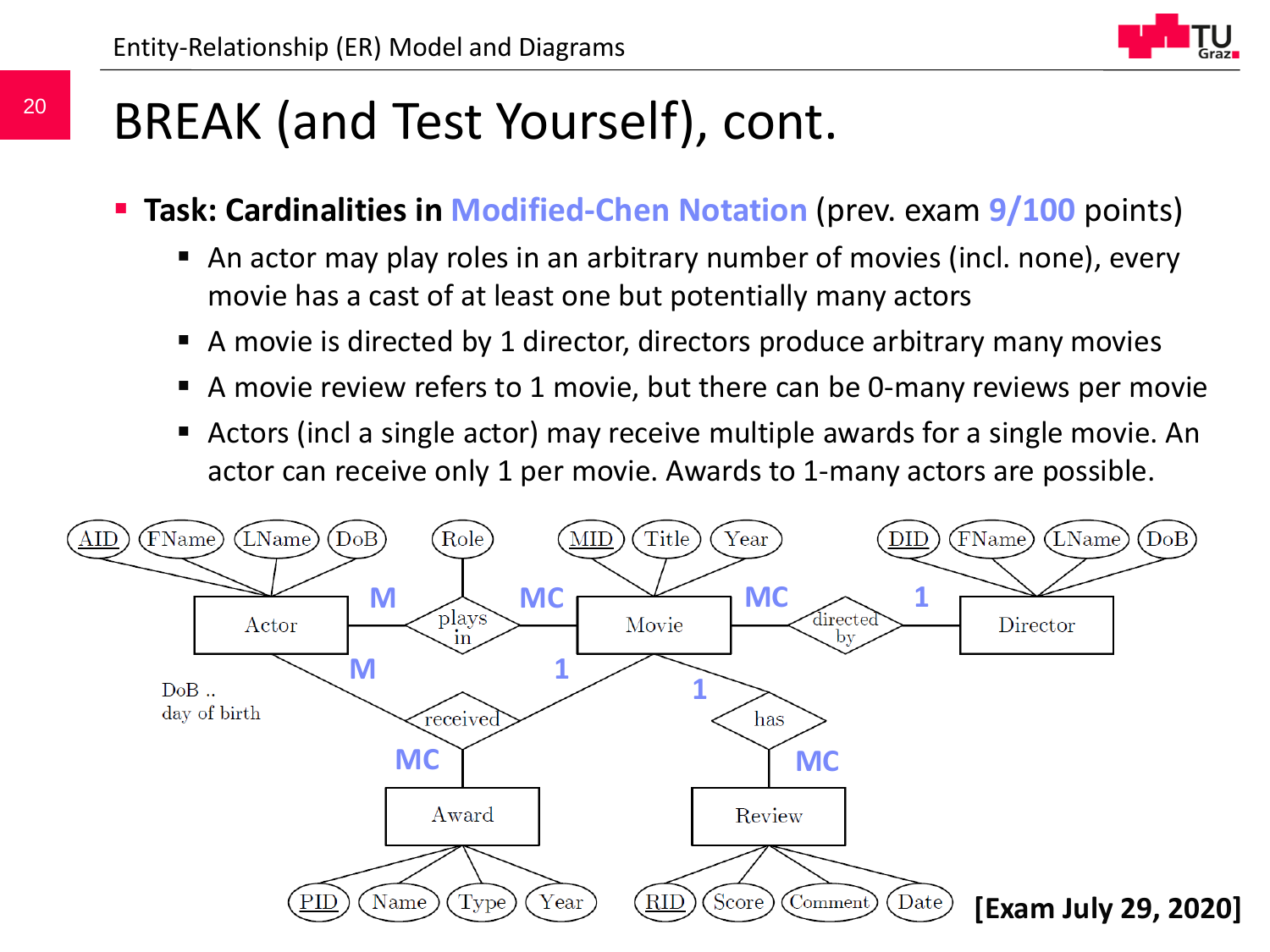# BREAK (and Test Yourself), cont.

- **Task: Cardinalities in Modified-Chen Notation** (prev. exam 9/100 points)
  - An actor may play roles in an arbitrary number of movies (incl. none), every movie has a cast of at least one but potentially many actors
  - A movie is directed by 1 director, directors produce arbitrary many movies
  - A movie review refers to 1 movie, but there can be 0-many reviews per movie
  - Actors (incl a single actor) may receive multiple awards for a single movie. An actor can receive only 1 per movie. Awards to 1-many actors are possible.

Actor (AID, FName, LName, DoB) — M — plays in (Role) — MC — Movie (MID, Title, Year) — MC — directed by — 1 — Director (DID, FName, LName, DoB)

Actor — M — received — 1 — Movie; received — MC — Award (PID, Name, Type, Year)

Movie — 1 — has — MC — Review (RID, Score, Comment, Date)

DoB .. day of birth

**[Exam July 29, 2020]**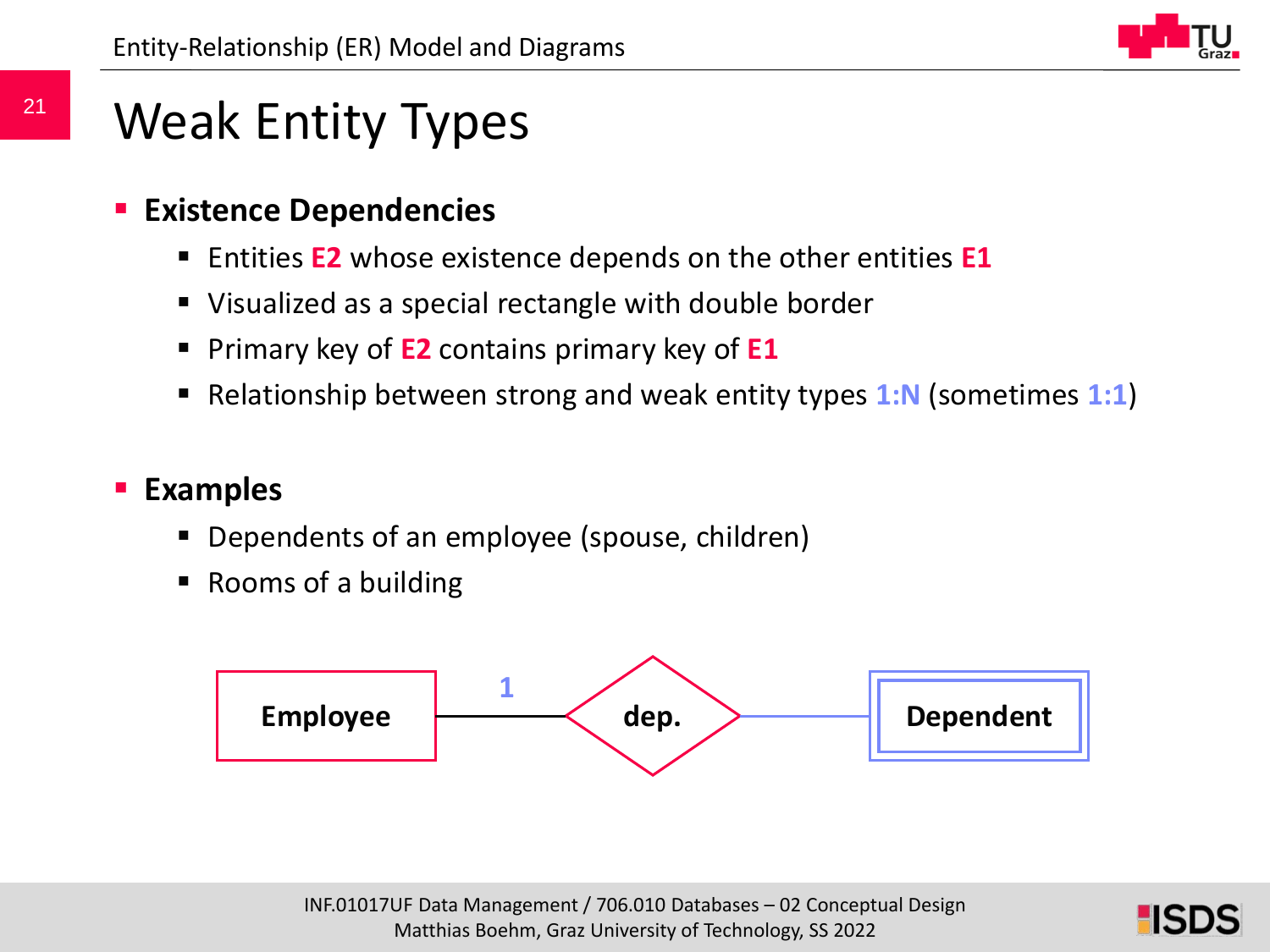# Weak Entity Types

- **Existence Dependencies**
  - Entities **E2** whose existence depends on the other entities **E1**
  - Visualized as a special rectangle with double border
  - Primary key of **E2** contains primary key of **E1**
  - Relationship between strong and weak entity types **1:N** (sometimes **1:1**)

- **Examples**
  - Dependents of an employee (spouse, children)
  - Rooms of a building

Employee —1— dep. —— Dependent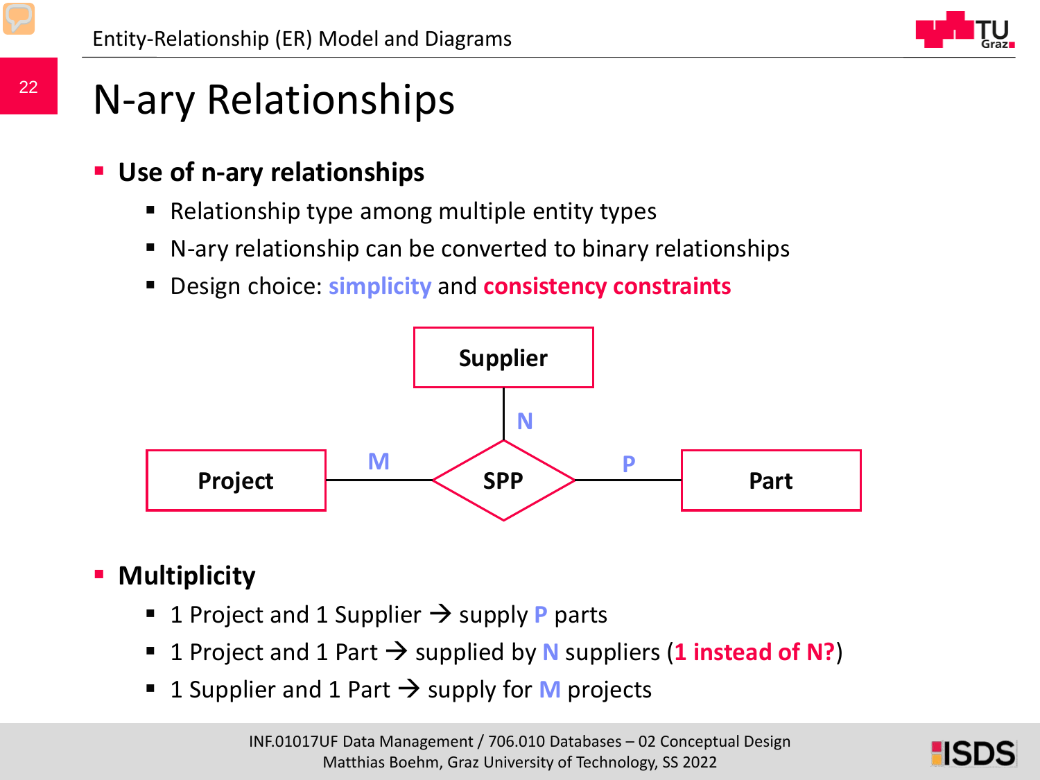# N-ary Relationships

- **Use of n-ary relationships**
  - Relationship type among multiple entity types
  - N-ary relationship can be converted to binary relationships
  - Design choice: **simplicity** and **consistency constraints**

Supplier

N

Project — M — SPP — P — Part

- **Multiplicity**
  - 1 Project and 1 Supplier → supply P parts
  - 1 Project and 1 Part → supplied by N suppliers (**1 instead of N?**)
  - 1 Supplier and 1 Part → supply for M projects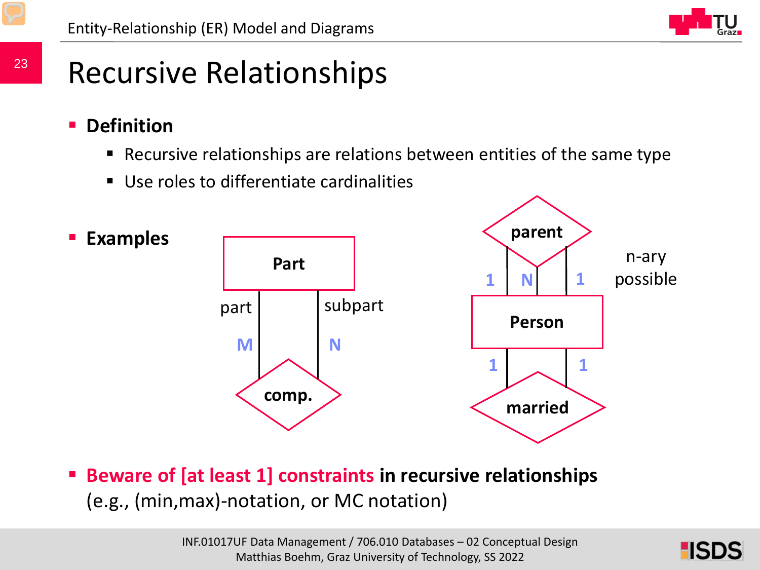# Recursive Relationships

- **Definition**
  - Recursive relationships are relations between entities of the same type
  - Use roles to differentiate cardinalities

- **Examples**

Part

part M — comp. — N subpart

parent

1 N 1

Person

1 1

married

n-ary possible

- **Beware of [at least 1] constraints in recursive relationships** (e.g., (min,max)-notation, or MC notation)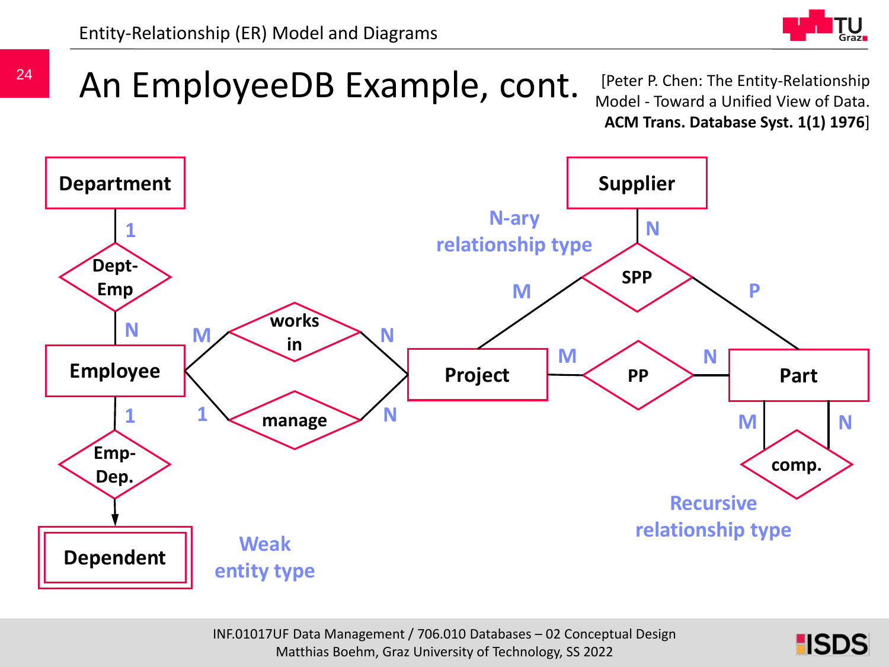# An EmployeeDB Example, cont.

[Peter P. Chen: The Entity-Relationship Model - Toward a Unified View of Data. **ACM Trans. Database Syst. 1(1) 1976**]

Department

1

Dept-Emp

N

Employee

M works in N

1 manage N

1

Emp-Dep.

Dependent

Weak entity type

N-ary relationship type

Supplier

N

SPP

M

P

Project

M PP N

Part

M N

comp.

Recursive relationship type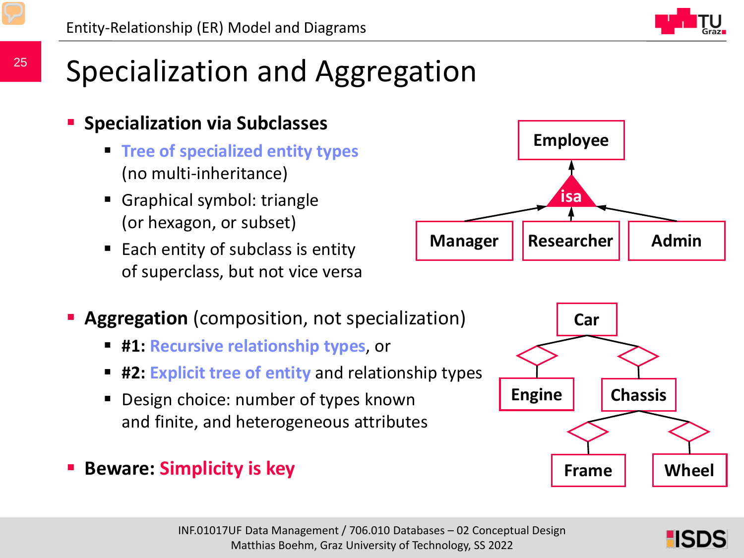# Specialization and Aggregation

- **Specialization via Subclasses**
  - **Tree of specialized entity types** (no multi-inheritance)
  - Graphical symbol: triangle (or hexagon, or subset)
  - Each entity of subclass is entity of superclass, but not vice versa

- **Aggregation** (composition, not specialization)
  - **#1: Recursive relationship types**, or
  - **#2: Explicit tree of entity** and relationship types
  - Design choice: number of types known and finite, and heterogeneous attributes

- **Beware: Simplicity is key**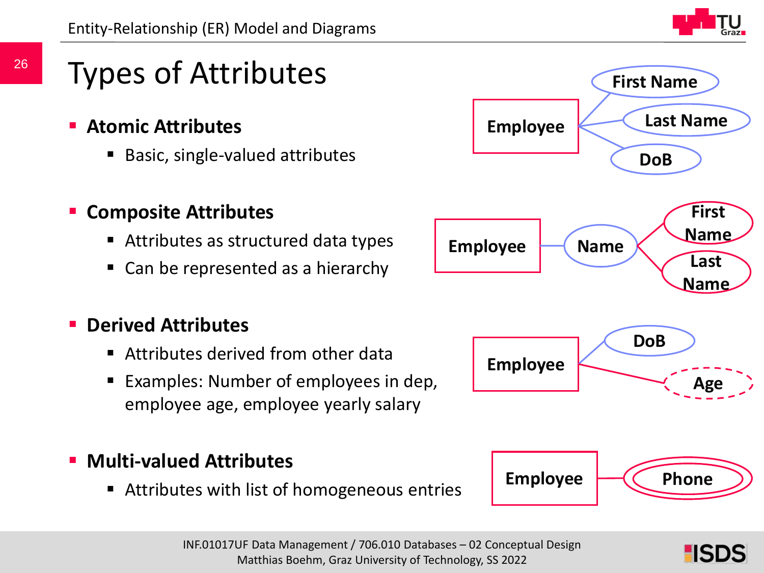# Types of Attributes

- **Atomic Attributes**
  - Basic, single-valued attributes
- **Composite Attributes**
  - Attributes as structured data types
  - Can be represented as a hierarchy
- **Derived Attributes**
  - Attributes derived from other data
  - Examples: Number of employees in dep, employee age, employee yearly salary
- **Multi-valued Attributes**
  - Attributes with list of homogeneous entries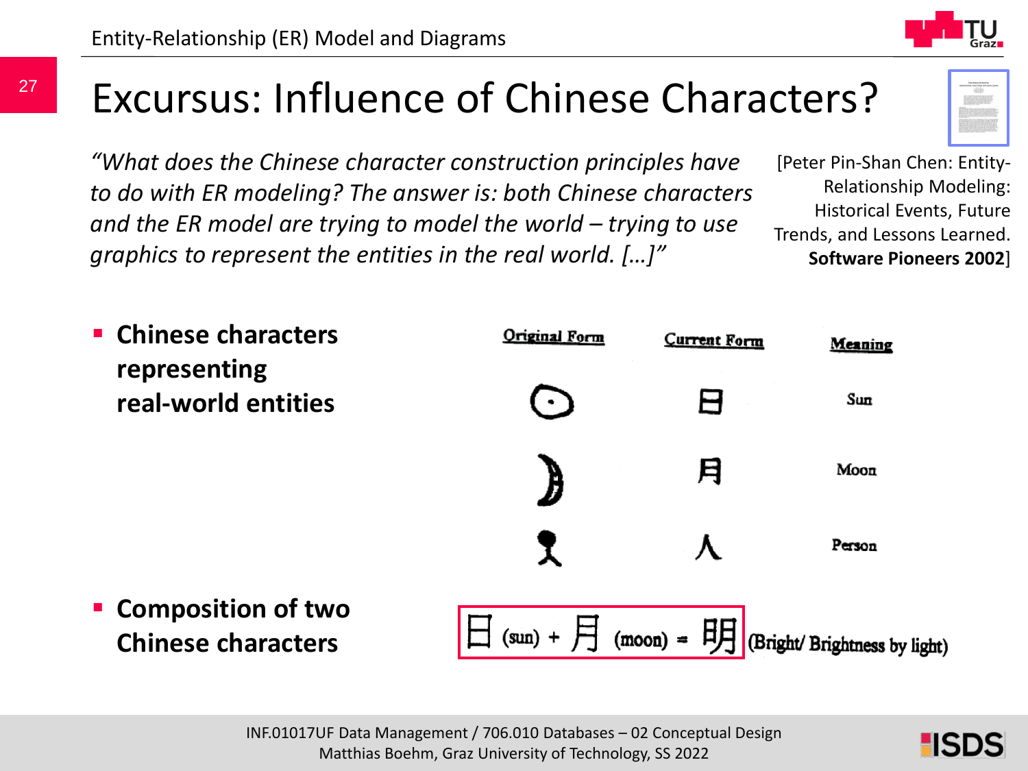# Excursus: Influence of Chinese Characters?

*"What does the Chinese character construction principles have to do with ER modeling? The answer is: both Chinese characters and the ER model are trying to model the world – trying to use graphics to represent the entities in the real world. […]"*

[Peter Pin-Shan Chen: Entity-Relationship Modeling: Historical Events, Future Trends, and Lessons Learned. **Software Pioneers 2002**]

- **Chinese characters representing real-world entities**

| Original Form | Current Form | Meaning |
|---|---|---|
| | 日 | Sun |
| | 月 | Moon |
| | 人 | Person |

- **Composition of two Chinese characters**

日 (sun) + 月 (moon) = 明 (Bright/ Brightness by light)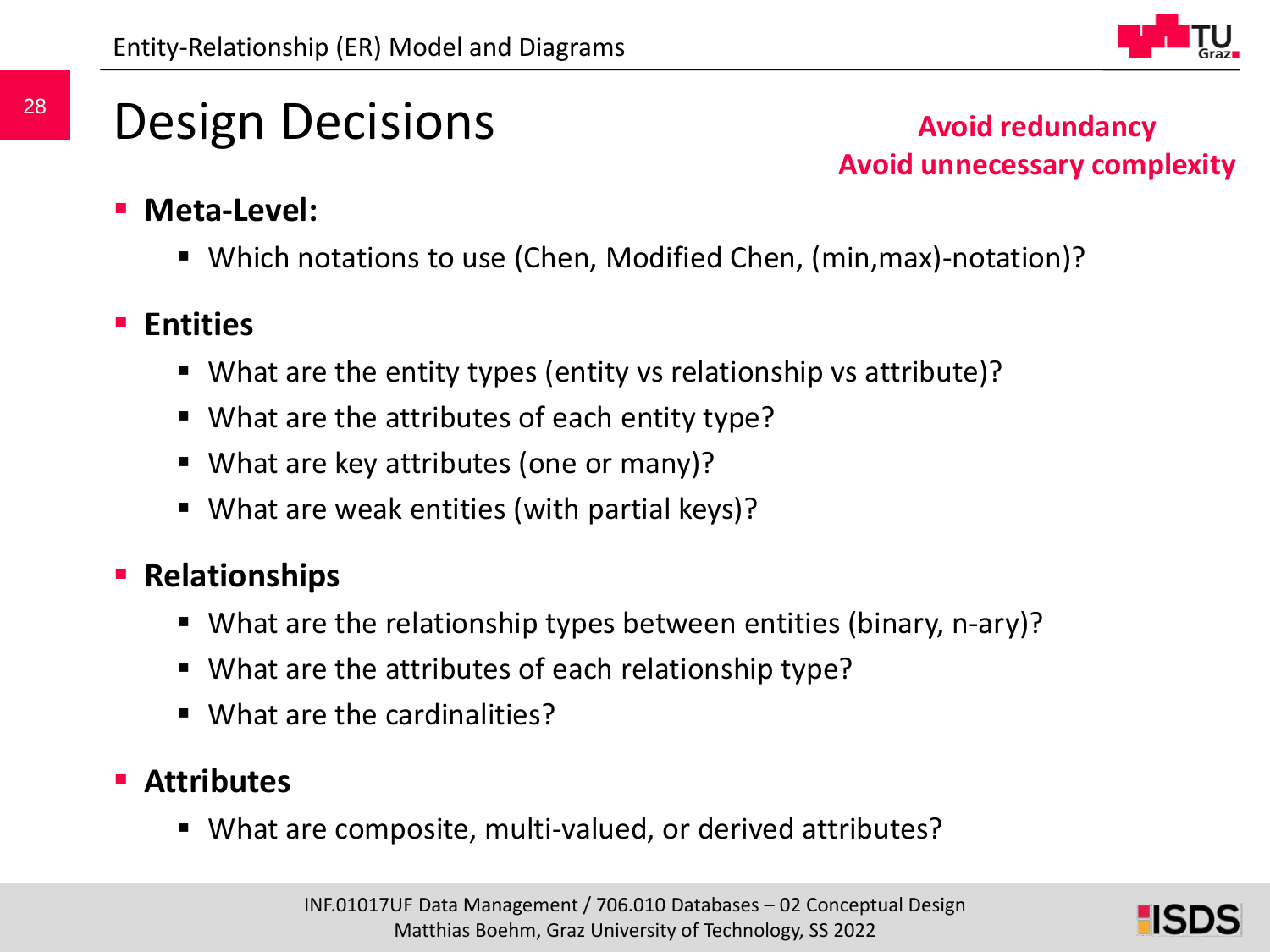# Design Decisions

**Avoid redundancy**
**Avoid unnecessary complexity**

- **Meta-Level:**
  - Which notations to use (Chen, Modified Chen, (min,max)-notation)?
- **Entities**
  - What are the entity types (entity vs relationship vs attribute)?
  - What are the attributes of each entity type?
  - What are key attributes (one or many)?
  - What are weak entities (with partial keys)?
- **Relationships**
  - What are the relationship types between entities (binary, n-ary)?
  - What are the attributes of each relationship type?
  - What are the cardinalities?
- **Attributes**
  - What are composite, multi-valued, or derived attributes?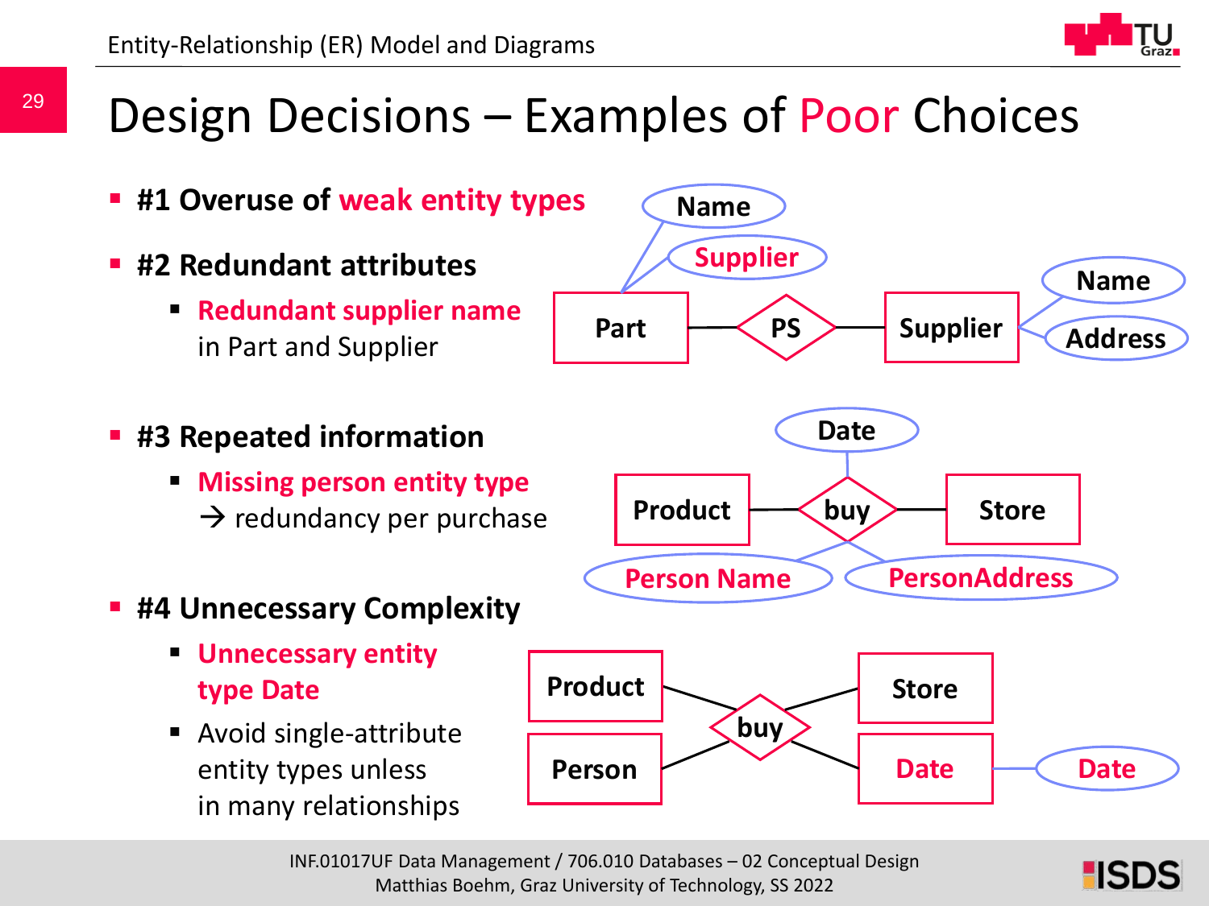# Design Decisions – Examples of Poor Choices

- **#1 Overuse of weak entity types**
- **#2 Redundant attributes**
  - **Redundant supplier name** in Part and Supplier
- **#3 Repeated information**
  - **Missing person entity type** → redundancy per purchase
- **#4 Unnecessary Complexity**
  - **Unnecessary entity type Date**
  - Avoid single-attribute entity types unless in many relationships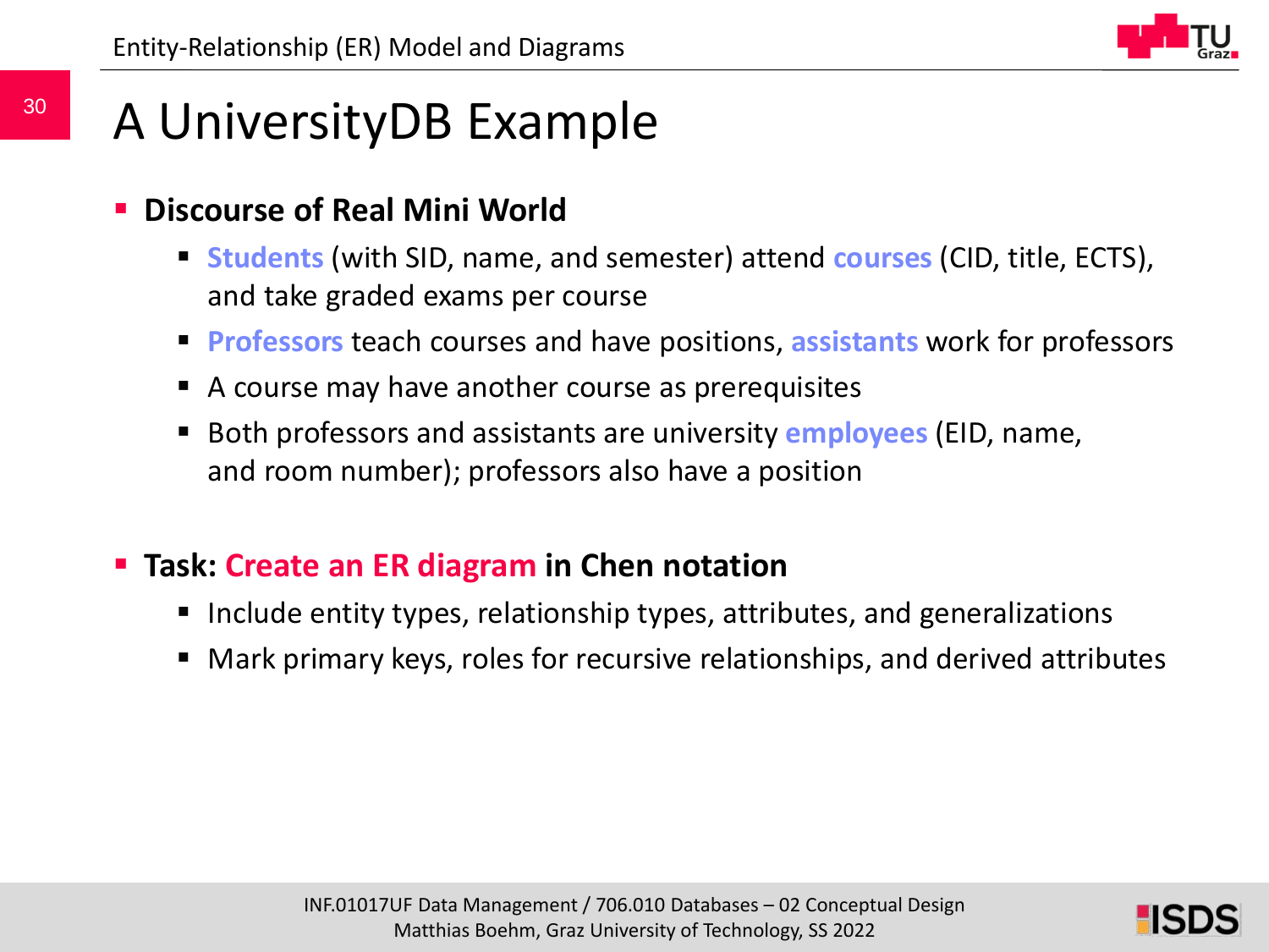# A UniversityDB Example

- **Discourse of Real Mini World**
  - **Students** (with SID, name, and semester) attend **courses** (CID, title, ECTS), and take graded exams per course
  - **Professors** teach courses and have positions, **assistants** work for professors
  - A course may have another course as prerequisites
  - Both professors and assistants are university **employees** (EID, name, and room number); professors also have a position

- **Task: Create an ER diagram in Chen notation**
  - Include entity types, relationship types, attributes, and generalizations
  - Mark primary keys, roles for recursive relationships, and derived attributes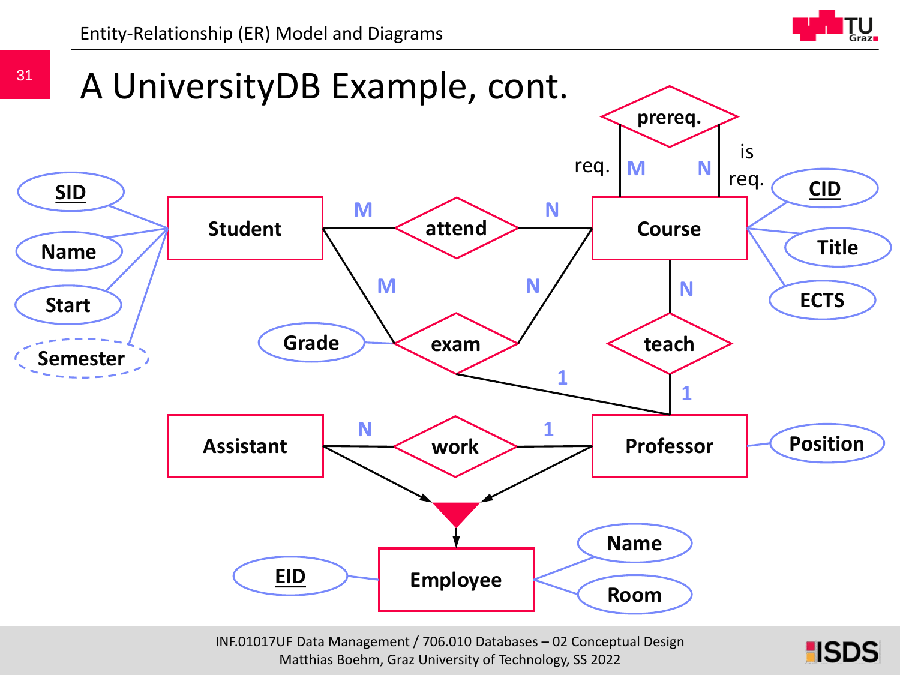# A UniversityDB Example, cont.

Student — attend (M:N) — Course

Student — exam (M:N, 1 Professor) — Course, Professor; attribute: Grade

Course — prereq. (req. M, is req. N) — Course

Course — teach (N:1) — Professor

Assistant — work (N:1) — Professor

Assistant, Professor → Employee (generalization)

Student: SID, Name, Start, Semester (derived)

Course: CID, Title, ECTS

Professor: Position

Employee: EID, Name, Room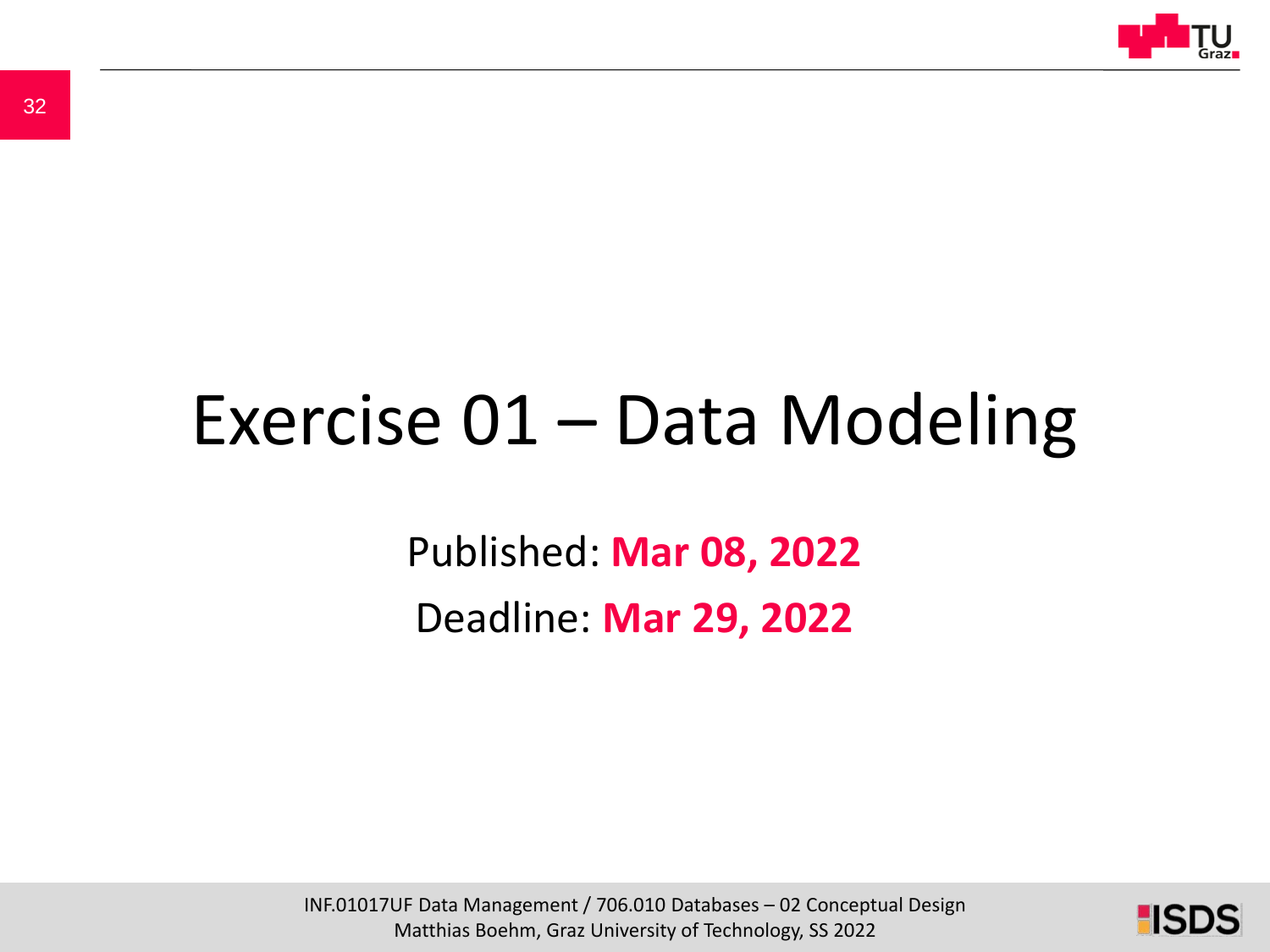# Exercise 01 – Data Modeling

Published: **Mar 08, 2022**

Deadline: **Mar 29, 2022**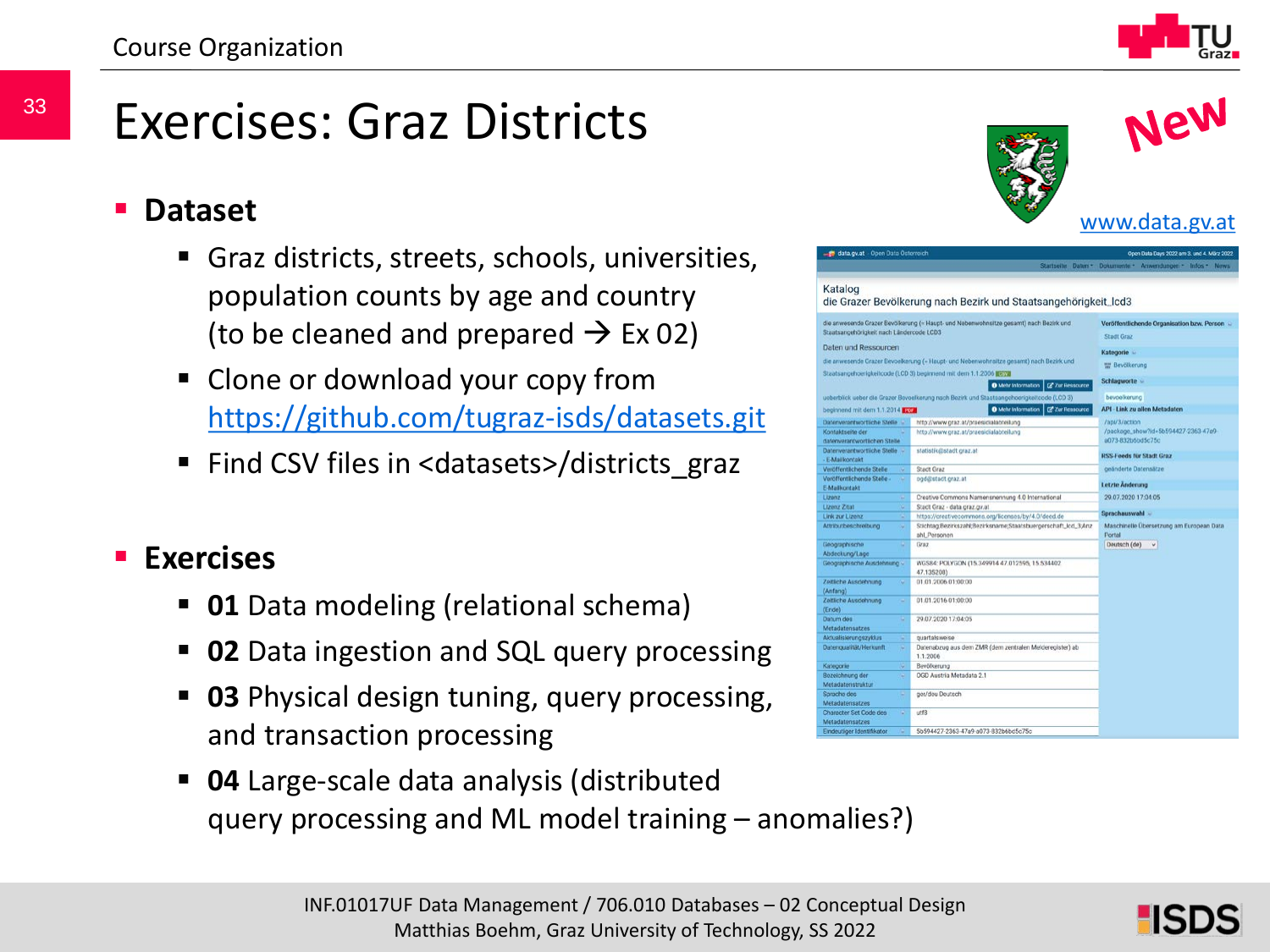# Exercises: Graz Districts

New

www.data.gv.at

- **Dataset**
  - Graz districts, streets, schools, universities, population counts by age and country (to be cleaned and prepared → Ex 02)
  - Clone or download your copy from https://github.com/tugraz-isds/datasets.git
  - Find CSV files in <datasets>/districts_graz

- **Exercises**
  - **01** Data modeling (relational schema)
  - **02** Data ingestion and SQL query processing
  - **03** Physical design tuning, query processing, and transaction processing
  - **04** Large-scale data analysis (distributed query processing and ML model training – anomalies?)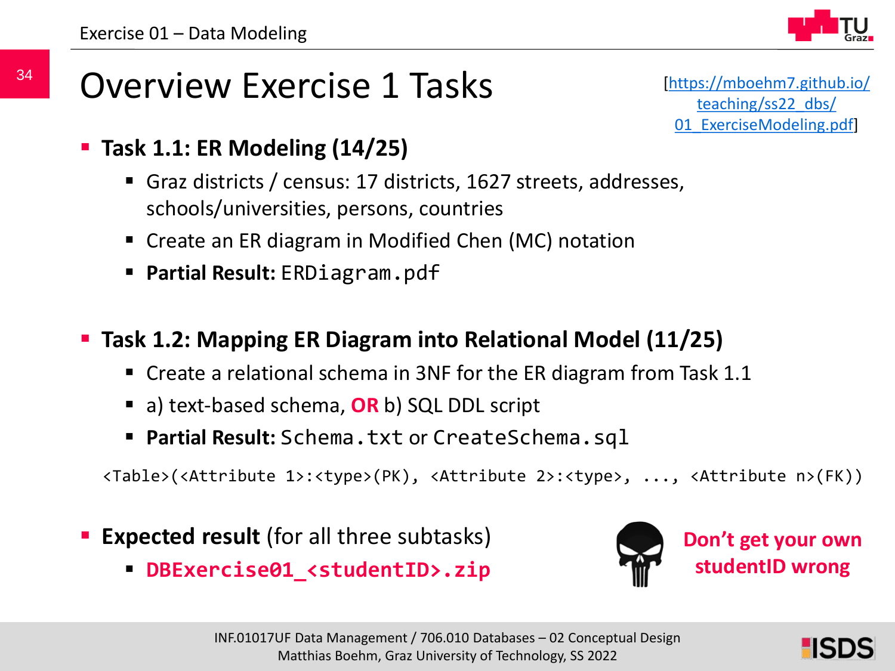# Overview Exercise 1 Tasks

[https://mboehm7.github.io/teaching/ss22_dbs/01_ExerciseModeling.pdf]

- **Task 1.1: ER Modeling (14/25)**
  - Graz districts / census: 17 districts, 1627 streets, addresses, schools/universities, persons, countries
  - Create an ER diagram in Modified Chen (MC) notation
  - **Partial Result:** `ERDiagram.pdf`

- **Task 1.2: Mapping ER Diagram into Relational Model (11/25)**
  - Create a relational schema in 3NF for the ER diagram from Task 1.1
  - a) text-based schema, **OR** b) SQL DDL script
  - **Partial Result:** `Schema.txt` or `CreateSchema.sql`

```
<Table>(<Attribute 1>:<type>(PK), <Attribute 2>:<type>, ..., <Attribute n>(FK))
```

- **Expected result** (for all three subtasks)
  - **`DBExercise01_<studentID>.zip`**

**Don't get your own studentID wrong**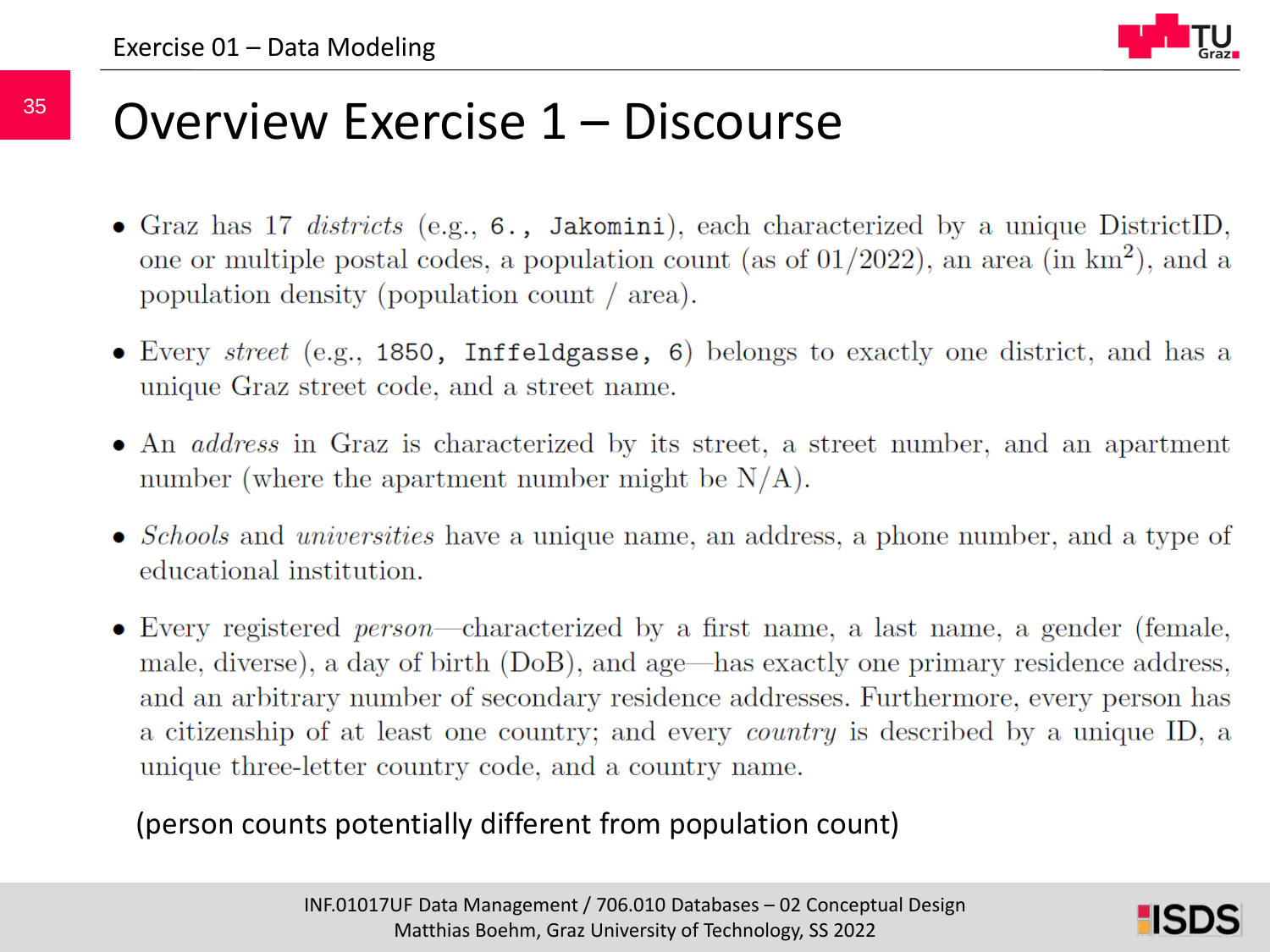# Overview Exercise 1 – Discourse

- Graz has 17 *districts* (e.g., `6., Jakomini`), each characterized by a unique DistrictID, one or multiple postal codes, a population count (as of 01/2022), an area (in $km^2$), and a population density (population count / area).
- Every *street* (e.g., `1850, Inffeldgasse, 6`) belongs to exactly one district, and has a unique Graz street code, and a street name.
- An *address* in Graz is characterized by its street, a street number, and an apartment number (where the apartment number might be N/A).
- *Schools* and *universities* have a unique name, an address, a phone number, and a type of educational institution.
- Every registered *person*—characterized by a first name, a last name, a gender (female, male, diverse), a day of birth (DoB), and age—has exactly one primary residence address, and an arbitrary number of secondary residence addresses. Furthermore, every person has a citizenship of at least one country; and every *country* is described by a unique ID, a unique three-letter country code, and a country name.

(person counts potentially different from population count)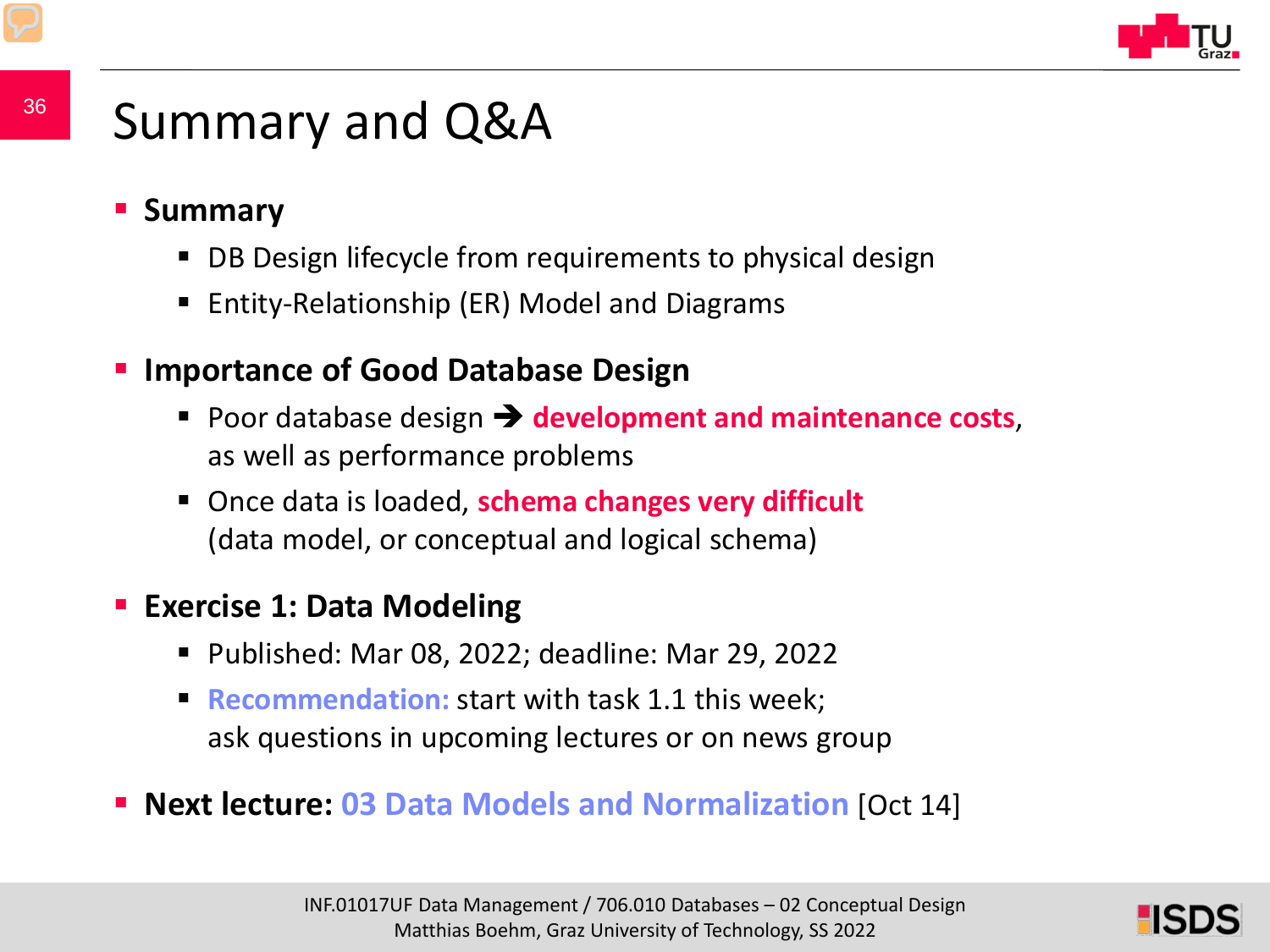# Summary and Q&A

- **Summary**
  - DB Design lifecycle from requirements to physical design
  - Entity-Relationship (ER) Model and Diagrams

- **Importance of Good Database Design**
  - Poor database design ➔ **development and maintenance costs**, as well as performance problems
  - Once data is loaded, **schema changes very difficult** (data model, or conceptual and logical schema)

- **Exercise 1: Data Modeling**
  - Published: Mar 08, 2022; deadline: Mar 29, 2022
  - **Recommendation:** start with task 1.1 this week; ask questions in upcoming lectures or on news group

- **Next lecture:** **03 Data Models and Normalization** [Oct 14]